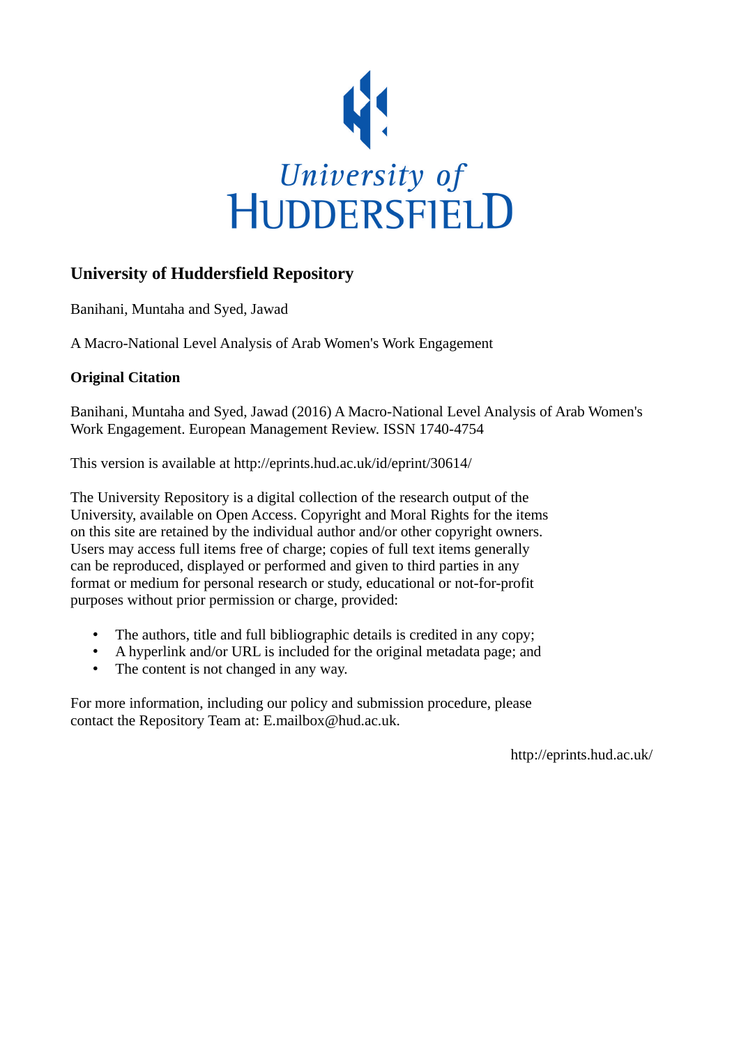University of HUDDERSFIELD

## University of Huddersfield Repository

Banihani, Muntaha and Syed, Jawad

A Macro-National Level Analysis of Arab Women's Work Engagement

**Original Citation**

Banihani, Muntaha and Syed, Jawad (2016) A Macro-National Level Analysis of Arab Women's Work Engagement. European Management Review. ISSN 1740-4754

This version is available at http://eprints.hud.ac.uk/id/eprint/30614/

The University Repository is a digital collection of the research output of the University, available on Open Access. Copyright and Moral Rights for the items on this site are retained by the individual author and/or other copyright owners. Users may access full items free of charge; copies of full text items generally can be reproduced, displayed or performed and given to third parties in any format or medium for personal research or study, educational or not-for-profit purposes without prior permission or charge, provided:

- The authors, title and full bibliographic details is credited in any copy;
- A hyperlink and/or URL is included for the original metadata page; and
- The content is not changed in any way.

For more information, including our policy and submission procedure, please contact the Repository Team at: E.mailbox@hud.ac.uk.

http://eprints.hud.ac.uk/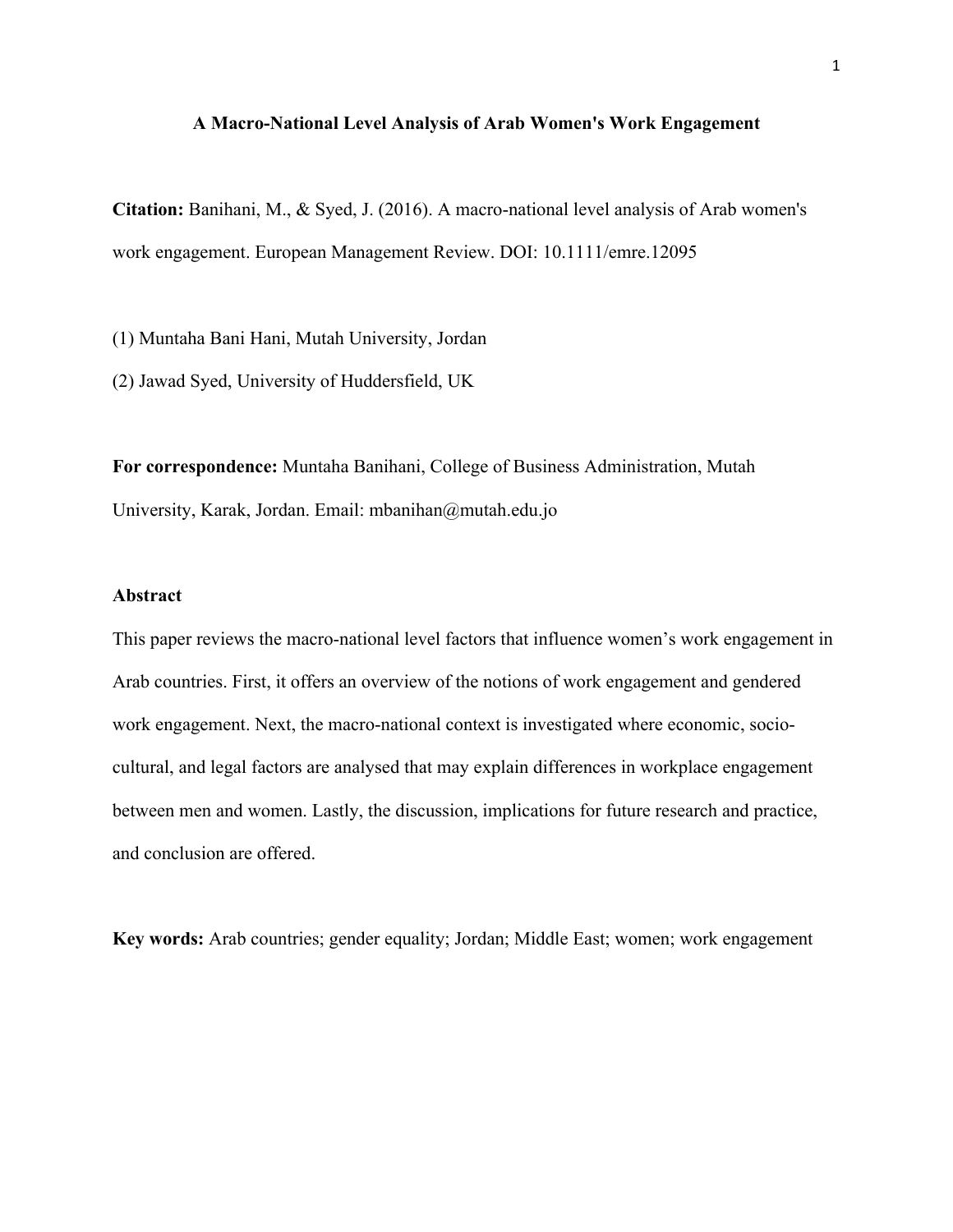**A Macro-National Level Analysis of Arab Women's Work Engagement**

**Citation:** Banihani, M., & Syed, J. (2016). A macro-national level analysis of Arab women's work engagement. European Management Review. DOI: 10.1111/emre.12095

(1) Muntaha Bani Hani, Mutah University, Jordan

(2) Jawad Syed, University of Huddersfield, UK

**For correspondence:** Muntaha Banihani, College of Business Administration, Mutah University, Karak, Jordan. Email: mbanihan@mutah.edu.jo

**Abstract**

This paper reviews the macro-national level factors that influence women's work engagement in Arab countries. First, it offers an overview of the notions of work engagement and gendered work engagement. Next, the macro-national context is investigated where economic, socio-cultural, and legal factors are analysed that may explain differences in workplace engagement between men and women. Lastly, the discussion, implications for future research and practice, and conclusion are offered.

**Key words:** Arab countries; gender equality; Jordan; Middle East; women; work engagement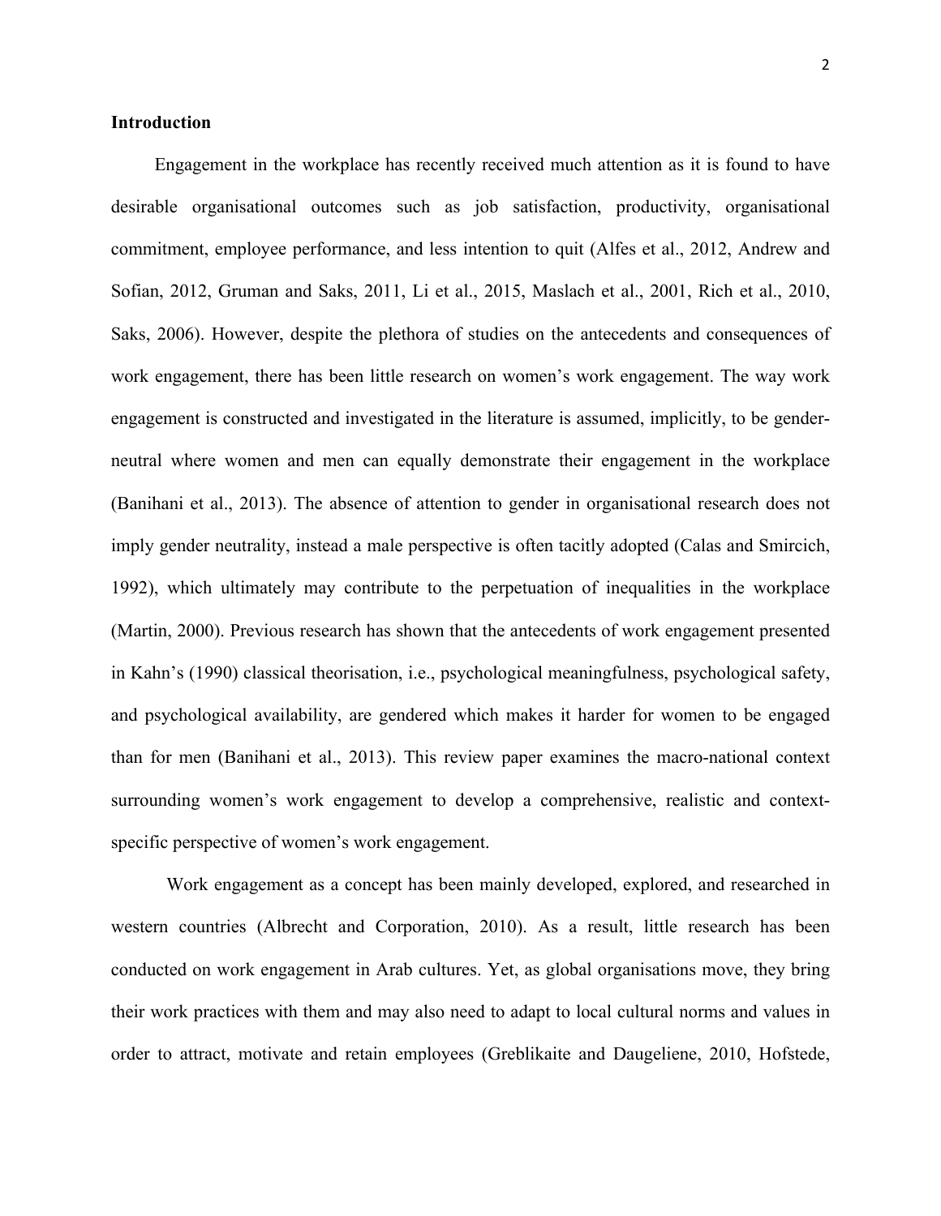**Introduction**

Engagement in the workplace has recently received much attention as it is found to have desirable organisational outcomes such as job satisfaction, productivity, organisational commitment, employee performance, and less intention to quit (Alfes et al., 2012, Andrew and Sofian, 2012, Gruman and Saks, 2011, Li et al., 2015, Maslach et al., 2001, Rich et al., 2010, Saks, 2006). However, despite the plethora of studies on the antecedents and consequences of work engagement, there has been little research on women's work engagement. The way work engagement is constructed and investigated in the literature is assumed, implicitly, to be gender-neutral where women and men can equally demonstrate their engagement in the workplace (Banihani et al., 2013). The absence of attention to gender in organisational research does not imply gender neutrality, instead a male perspective is often tacitly adopted (Calas and Smircich, 1992), which ultimately may contribute to the perpetuation of inequalities in the workplace (Martin, 2000). Previous research has shown that the antecedents of work engagement presented in Kahn's (1990) classical theorisation, i.e., psychological meaningfulness, psychological safety, and psychological availability, are gendered which makes it harder for women to be engaged than for men (Banihani et al., 2013). This review paper examines the macro-national context surrounding women's work engagement to develop a comprehensive, realistic and context-specific perspective of women's work engagement.

Work engagement as a concept has been mainly developed, explored, and researched in western countries (Albrecht and Corporation, 2010). As a result, little research has been conducted on work engagement in Arab cultures. Yet, as global organisations move, they bring their work practices with them and may also need to adapt to local cultural norms and values in order to attract, motivate and retain employees (Greblikaite and Daugeliene, 2010, Hofstede,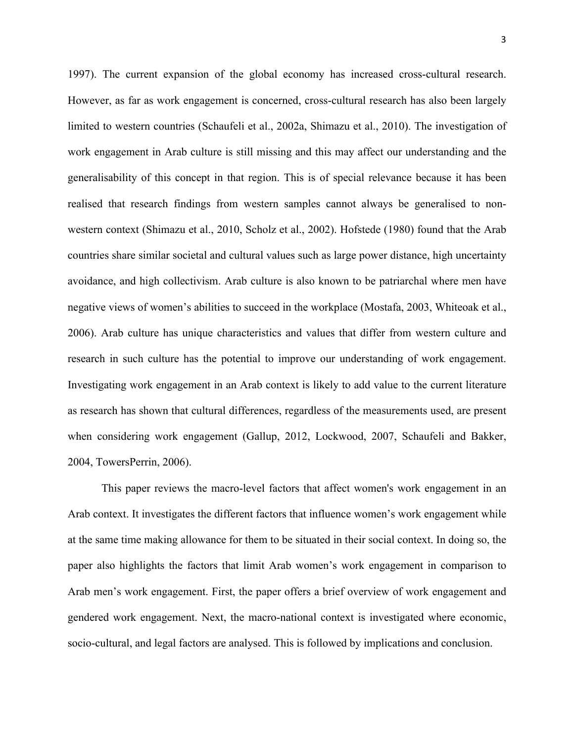1997). The current expansion of the global economy has increased cross-cultural research. However, as far as work engagement is concerned, cross-cultural research has also been largely limited to western countries (Schaufeli et al., 2002a, Shimazu et al., 2010). The investigation of work engagement in Arab culture is still missing and this may affect our understanding and the generalisability of this concept in that region. This is of special relevance because it has been realised that research findings from western samples cannot always be generalised to non-western context (Shimazu et al., 2010, Scholz et al., 2002). Hofstede (1980) found that the Arab countries share similar societal and cultural values such as large power distance, high uncertainty avoidance, and high collectivism. Arab culture is also known to be patriarchal where men have negative views of women's abilities to succeed in the workplace (Mostafa, 2003, Whiteoak et al., 2006). Arab culture has unique characteristics and values that differ from western culture and research in such culture has the potential to improve our understanding of work engagement. Investigating work engagement in an Arab context is likely to add value to the current literature as research has shown that cultural differences, regardless of the measurements used, are present when considering work engagement (Gallup, 2012, Lockwood, 2007, Schaufeli and Bakker, 2004, TowersPerrin, 2006).

This paper reviews the macro-level factors that affect women's work engagement in an Arab context. It investigates the different factors that influence women's work engagement while at the same time making allowance for them to be situated in their social context. In doing so, the paper also highlights the factors that limit Arab women's work engagement in comparison to Arab men's work engagement. First, the paper offers a brief overview of work engagement and gendered work engagement. Next, the macro-national context is investigated where economic, socio-cultural, and legal factors are analysed. This is followed by implications and conclusion.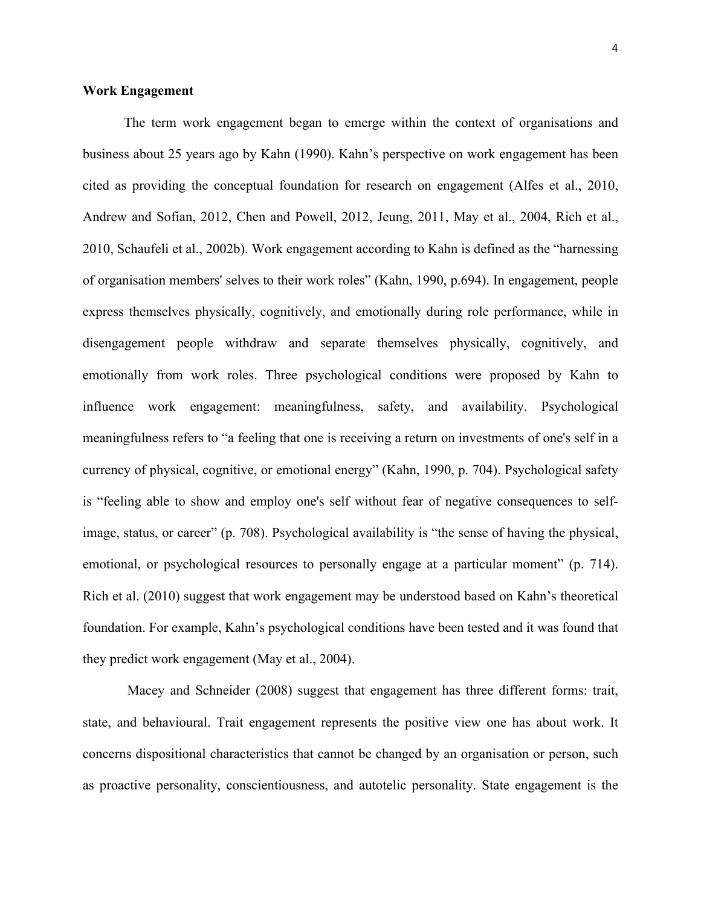**Work Engagement**

The term work engagement began to emerge within the context of organisations and business about 25 years ago by Kahn (1990). Kahn's perspective on work engagement has been cited as providing the conceptual foundation for research on engagement (Alfes et al., 2010, Andrew and Sofian, 2012, Chen and Powell, 2012, Jeung, 2011, May et al., 2004, Rich et al., 2010, Schaufeli et al., 2002b). Work engagement according to Kahn is defined as the "harnessing of organisation members' selves to their work roles" (Kahn, 1990, p.694). In engagement, people express themselves physically, cognitively, and emotionally during role performance, while in disengagement people withdraw and separate themselves physically, cognitively, and emotionally from work roles. Three psychological conditions were proposed by Kahn to influence work engagement: meaningfulness, safety, and availability. Psychological meaningfulness refers to "a feeling that one is receiving a return on investments of one's self in a currency of physical, cognitive, or emotional energy" (Kahn, 1990, p. 704). Psychological safety is "feeling able to show and employ one's self without fear of negative consequences to self-image, status, or career" (p. 708). Psychological availability is "the sense of having the physical, emotional, or psychological resources to personally engage at a particular moment" (p. 714). Rich et al. (2010) suggest that work engagement may be understood based on Kahn's theoretical foundation. For example, Kahn's psychological conditions have been tested and it was found that they predict work engagement (May et al., 2004).

Macey and Schneider (2008) suggest that engagement has three different forms: trait, state, and behavioural. Trait engagement represents the positive view one has about work. It concerns dispositional characteristics that cannot be changed by an organisation or person, such as proactive personality, conscientiousness, and autotelic personality. State engagement is the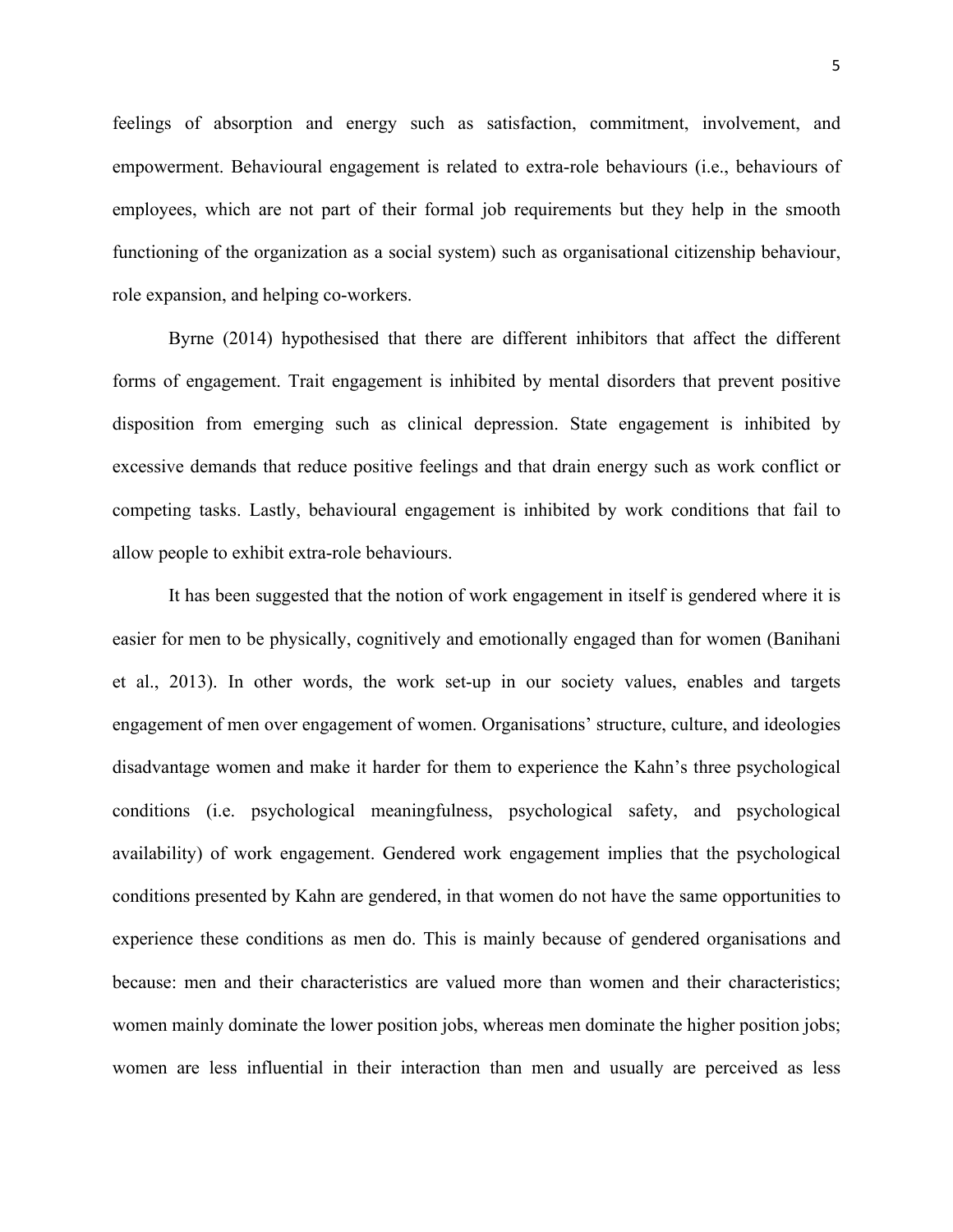feelings of absorption and energy such as satisfaction, commitment, involvement, and empowerment. Behavioural engagement is related to extra-role behaviours (i.e., behaviours of employees, which are not part of their formal job requirements but they help in the smooth functioning of the organization as a social system) such as organisational citizenship behaviour, role expansion, and helping co-workers.

Byrne (2014) hypothesised that there are different inhibitors that affect the different forms of engagement. Trait engagement is inhibited by mental disorders that prevent positive disposition from emerging such as clinical depression. State engagement is inhibited by excessive demands that reduce positive feelings and that drain energy such as work conflict or competing tasks. Lastly, behavioural engagement is inhibited by work conditions that fail to allow people to exhibit extra-role behaviours.

It has been suggested that the notion of work engagement in itself is gendered where it is easier for men to be physically, cognitively and emotionally engaged than for women (Banihani et al., 2013). In other words, the work set-up in our society values, enables and targets engagement of men over engagement of women. Organisations' structure, culture, and ideologies disadvantage women and make it harder for them to experience the Kahn's three psychological conditions (i.e. psychological meaningfulness, psychological safety, and psychological availability) of work engagement. Gendered work engagement implies that the psychological conditions presented by Kahn are gendered, in that women do not have the same opportunities to experience these conditions as men do. This is mainly because of gendered organisations and because: men and their characteristics are valued more than women and their characteristics; women mainly dominate the lower position jobs, whereas men dominate the higher position jobs; women are less influential in their interaction than men and usually are perceived as less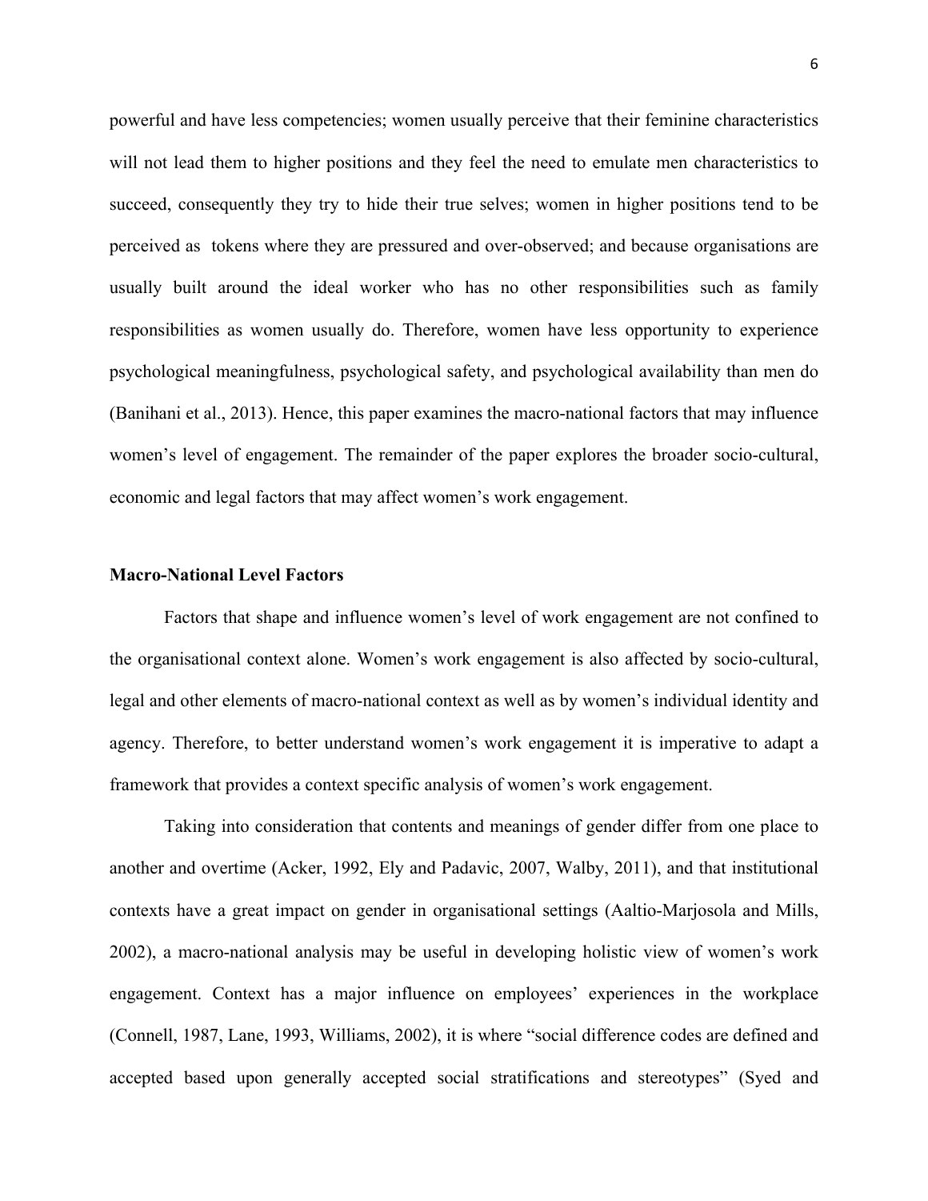powerful and have less competencies; women usually perceive that their feminine characteristics will not lead them to higher positions and they feel the need to emulate men characteristics to succeed, consequently they try to hide their true selves; women in higher positions tend to be perceived as  tokens where they are pressured and over-observed; and because organisations are usually built around the ideal worker who has no other responsibilities such as family responsibilities as women usually do. Therefore, women have less opportunity to experience psychological meaningfulness, psychological safety, and psychological availability than men do (Banihani et al., 2013). Hence, this paper examines the macro-national factors that may influence women's level of engagement. The remainder of the paper explores the broader socio-cultural, economic and legal factors that may affect women's work engagement.

**Macro-National Level Factors**

Factors that shape and influence women's level of work engagement are not confined to the organisational context alone. Women's work engagement is also affected by socio-cultural, legal and other elements of macro-national context as well as by women's individual identity and agency. Therefore, to better understand women's work engagement it is imperative to adapt a framework that provides a context specific analysis of women's work engagement.

Taking into consideration that contents and meanings of gender differ from one place to another and overtime (Acker, 1992, Ely and Padavic, 2007, Walby, 2011), and that institutional contexts have a great impact on gender in organisational settings (Aaltio-Marjosola and Mills, 2002), a macro-national analysis may be useful in developing holistic view of women's work engagement. Context has a major influence on employees' experiences in the workplace (Connell, 1987, Lane, 1993, Williams, 2002), it is where "social difference codes are defined and accepted based upon generally accepted social stratifications and stereotypes" (Syed and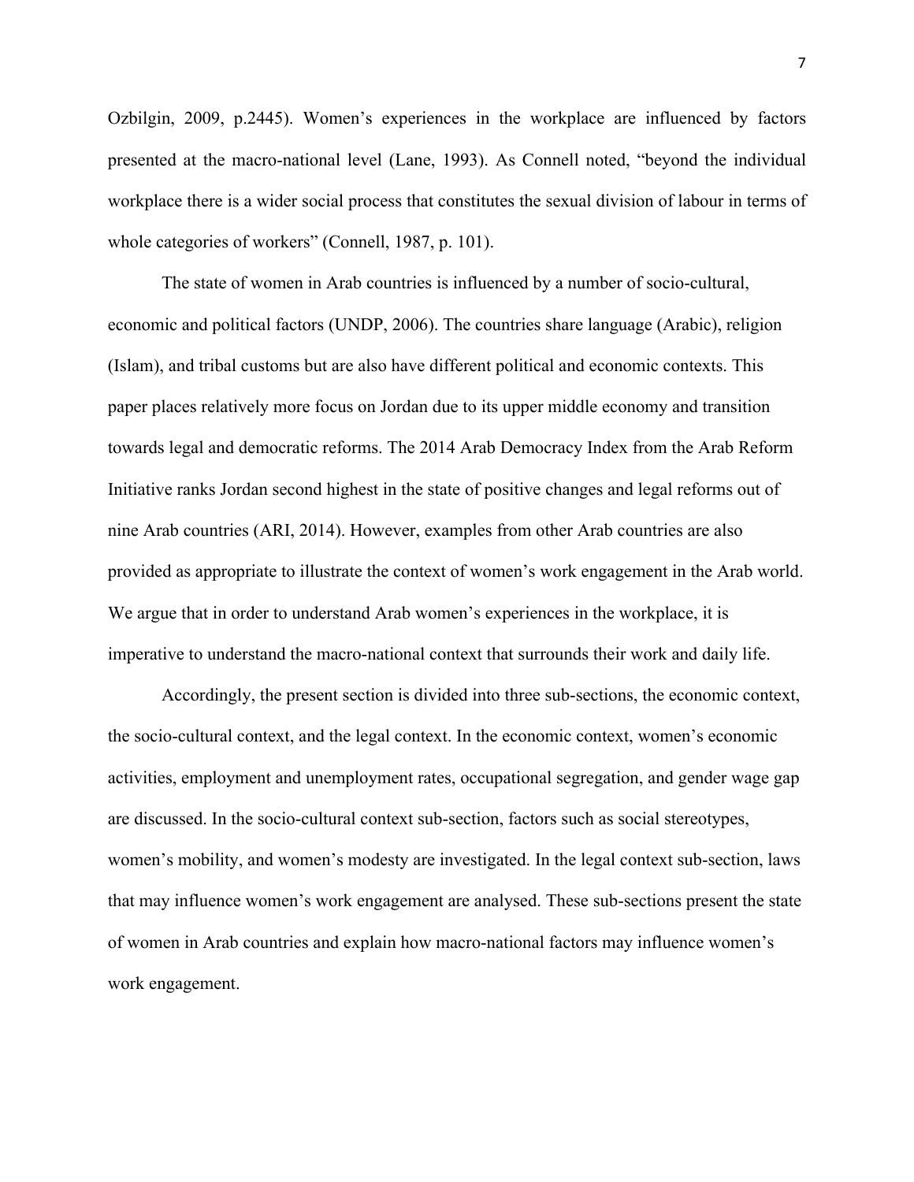Ozbilgin, 2009, p.2445). Women's experiences in the workplace are influenced by factors presented at the macro-national level (Lane, 1993). As Connell noted, "beyond the individual workplace there is a wider social process that constitutes the sexual division of labour in terms of whole categories of workers" (Connell, 1987, p. 101).

The state of women in Arab countries is influenced by a number of socio-cultural, economic and political factors (UNDP, 2006). The countries share language (Arabic), religion (Islam), and tribal customs but are also have different political and economic contexts. This paper places relatively more focus on Jordan due to its upper middle economy and transition towards legal and democratic reforms. The 2014 Arab Democracy Index from the Arab Reform Initiative ranks Jordan second highest in the state of positive changes and legal reforms out of nine Arab countries (ARI, 2014). However, examples from other Arab countries are also provided as appropriate to illustrate the context of women's work engagement in the Arab world. We argue that in order to understand Arab women's experiences in the workplace, it is imperative to understand the macro-national context that surrounds their work and daily life.

Accordingly, the present section is divided into three sub-sections, the economic context, the socio-cultural context, and the legal context. In the economic context, women's economic activities, employment and unemployment rates, occupational segregation, and gender wage gap are discussed. In the socio-cultural context sub-section, factors such as social stereotypes, women's mobility, and women's modesty are investigated. In the legal context sub-section, laws that may influence women's work engagement are analysed. These sub-sections present the state of women in Arab countries and explain how macro-national factors may influence women's work engagement.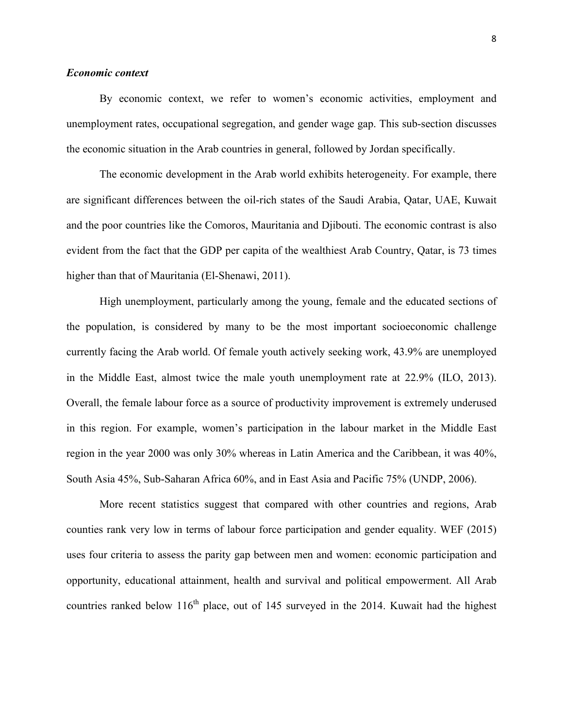***Economic context***

By economic context, we refer to women's economic activities, employment and unemployment rates, occupational segregation, and gender wage gap. This sub-section discusses the economic situation in the Arab countries in general, followed by Jordan specifically.

The economic development in the Arab world exhibits heterogeneity. For example, there are significant differences between the oil-rich states of the Saudi Arabia, Qatar, UAE, Kuwait and the poor countries like the Comoros, Mauritania and Djibouti. The economic contrast is also evident from the fact that the GDP per capita of the wealthiest Arab Country, Qatar, is 73 times higher than that of Mauritania (El-Shenawi, 2011).

High unemployment, particularly among the young, female and the educated sections of the population, is considered by many to be the most important socioeconomic challenge currently facing the Arab world. Of female youth actively seeking work, 43.9% are unemployed in the Middle East, almost twice the male youth unemployment rate at 22.9% (ILO, 2013). Overall, the female labour force as a source of productivity improvement is extremely underused in this region. For example, women's participation in the labour market in the Middle East region in the year 2000 was only 30% whereas in Latin America and the Caribbean, it was 40%, South Asia 45%, Sub-Saharan Africa 60%, and in East Asia and Pacific 75% (UNDP, 2006).

More recent statistics suggest that compared with other countries and regions, Arab counties rank very low in terms of labour force participation and gender equality. WEF (2015) uses four criteria to assess the parity gap between men and women: economic participation and opportunity, educational attainment, health and survival and political empowerment. All Arab countries ranked below 116th place, out of 145 surveyed in the 2014. Kuwait had the highest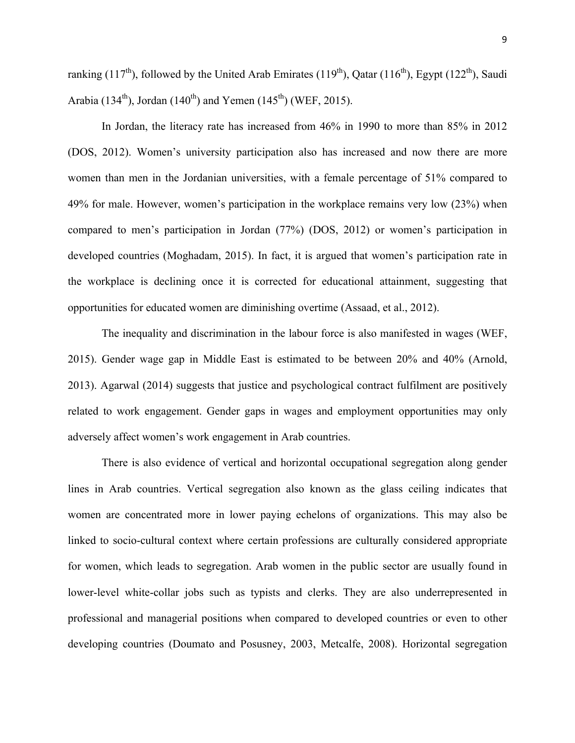ranking (117th), followed by the United Arab Emirates (119th), Qatar (116th), Egypt (122th), Saudi Arabia (134th), Jordan (140th) and Yemen (145th) (WEF, 2015).

In Jordan, the literacy rate has increased from 46% in 1990 to more than 85% in 2012 (DOS, 2012). Women's university participation also has increased and now there are more women than men in the Jordanian universities, with a female percentage of 51% compared to 49% for male. However, women's participation in the workplace remains very low (23%) when compared to men's participation in Jordan (77%) (DOS, 2012) or women's participation in developed countries (Moghadam, 2015). In fact, it is argued that women's participation rate in the workplace is declining once it is corrected for educational attainment, suggesting that opportunities for educated women are diminishing overtime (Assaad, et al., 2012).

The inequality and discrimination in the labour force is also manifested in wages (WEF, 2015). Gender wage gap in Middle East is estimated to be between 20% and 40% (Arnold, 2013). Agarwal (2014) suggests that justice and psychological contract fulfilment are positively related to work engagement. Gender gaps in wages and employment opportunities may only adversely affect women's work engagement in Arab countries.

There is also evidence of vertical and horizontal occupational segregation along gender lines in Arab countries. Vertical segregation also known as the glass ceiling indicates that women are concentrated more in lower paying echelons of organizations. This may also be linked to socio-cultural context where certain professions are culturally considered appropriate for women, which leads to segregation. Arab women in the public sector are usually found in lower-level white-collar jobs such as typists and clerks. They are also underrepresented in professional and managerial positions when compared to developed countries or even to other developing countries (Doumato and Posusney, 2003, Metcalfe, 2008). Horizontal segregation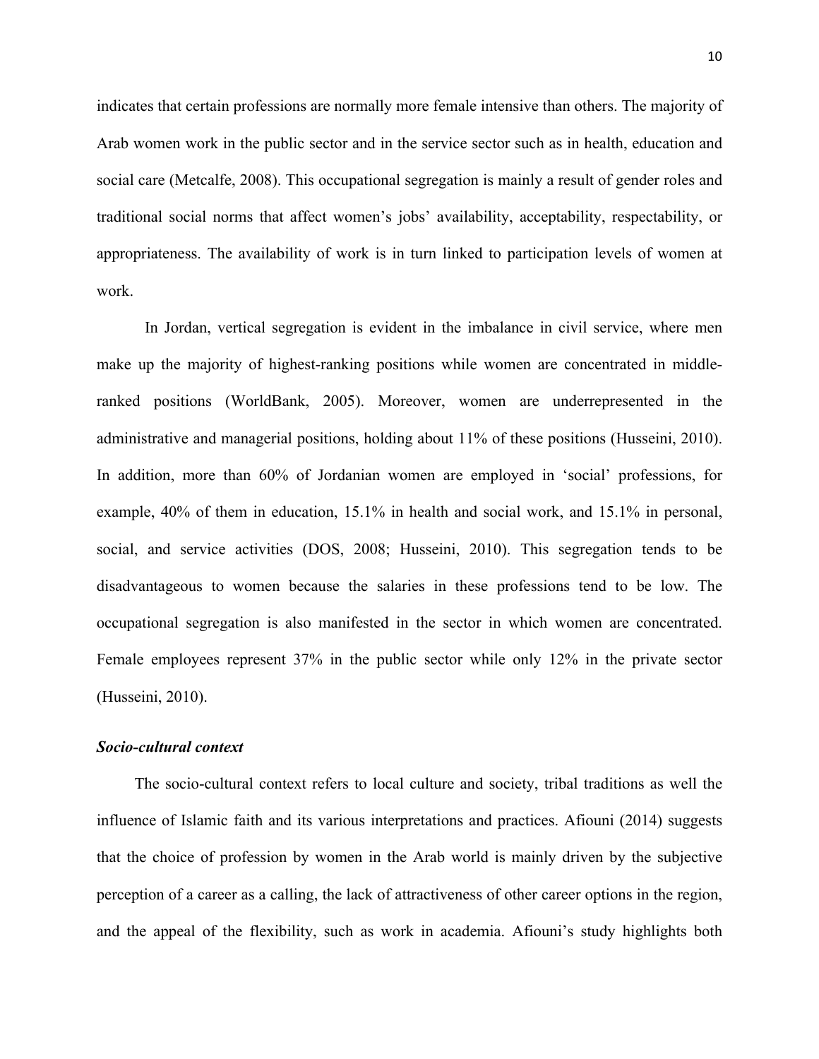indicates that certain professions are normally more female intensive than others. The majority of Arab women work in the public sector and in the service sector such as in health, education and social care (Metcalfe, 2008). This occupational segregation is mainly a result of gender roles and traditional social norms that affect women's jobs' availability, acceptability, respectability, or appropriateness. The availability of work is in turn linked to participation levels of women at work.

In Jordan, vertical segregation is evident in the imbalance in civil service, where men make up the majority of highest-ranking positions while women are concentrated in middle-ranked positions (WorldBank, 2005). Moreover, women are underrepresented in the administrative and managerial positions, holding about 11% of these positions (Husseini, 2010). In addition, more than 60% of Jordanian women are employed in 'social' professions, for example, 40% of them in education, 15.1% in health and social work, and 15.1% in personal, social, and service activities (DOS, 2008; Husseini, 2010). This segregation tends to be disadvantageous to women because the salaries in these professions tend to be low. The occupational segregation is also manifested in the sector in which women are concentrated. Female employees represent 37% in the public sector while only 12% in the private sector (Husseini, 2010).

***Socio-cultural context***

The socio-cultural context refers to local culture and society, tribal traditions as well the influence of Islamic faith and its various interpretations and practices. Afiouni (2014) suggests that the choice of profession by women in the Arab world is mainly driven by the subjective perception of a career as a calling, the lack of attractiveness of other career options in the region, and the appeal of the flexibility, such as work in academia. Afiouni's study highlights both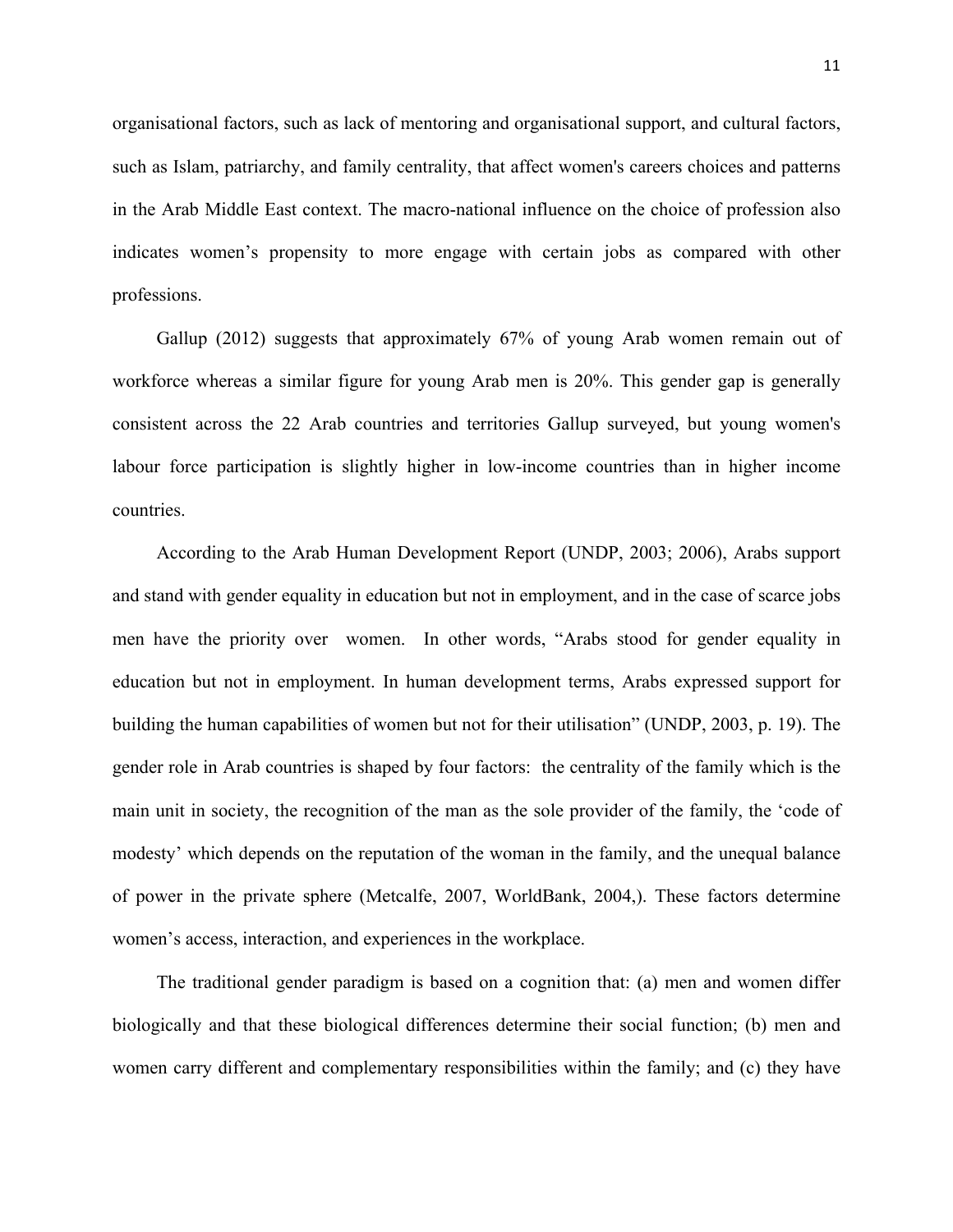organisational factors, such as lack of mentoring and organisational support, and cultural factors, such as Islam, patriarchy, and family centrality, that affect women's careers choices and patterns in the Arab Middle East context. The macro-national influence on the choice of profession also indicates women's propensity to more engage with certain jobs as compared with other professions.

Gallup (2012) suggests that approximately 67% of young Arab women remain out of workforce whereas a similar figure for young Arab men is 20%. This gender gap is generally consistent across the 22 Arab countries and territories Gallup surveyed, but young women's labour force participation is slightly higher in low-income countries than in higher income countries.

According to the Arab Human Development Report (UNDP, 2003; 2006), Arabs support and stand with gender equality in education but not in employment, and in the case of scarce jobs men have the priority over  women.  In other words, "Arabs stood for gender equality in education but not in employment. In human development terms, Arabs expressed support for building the human capabilities of women but not for their utilisation" (UNDP, 2003, p. 19). The gender role in Arab countries is shaped by four factors:  the centrality of the family which is the main unit in society, the recognition of the man as the sole provider of the family, the 'code of modesty' which depends on the reputation of the woman in the family, and the unequal balance of power in the private sphere (Metcalfe, 2007, WorldBank, 2004,). These factors determine women's access, interaction, and experiences in the workplace.

The traditional gender paradigm is based on a cognition that: (a) men and women differ biologically and that these biological differences determine their social function; (b) men and women carry different and complementary responsibilities within the family; and (c) they have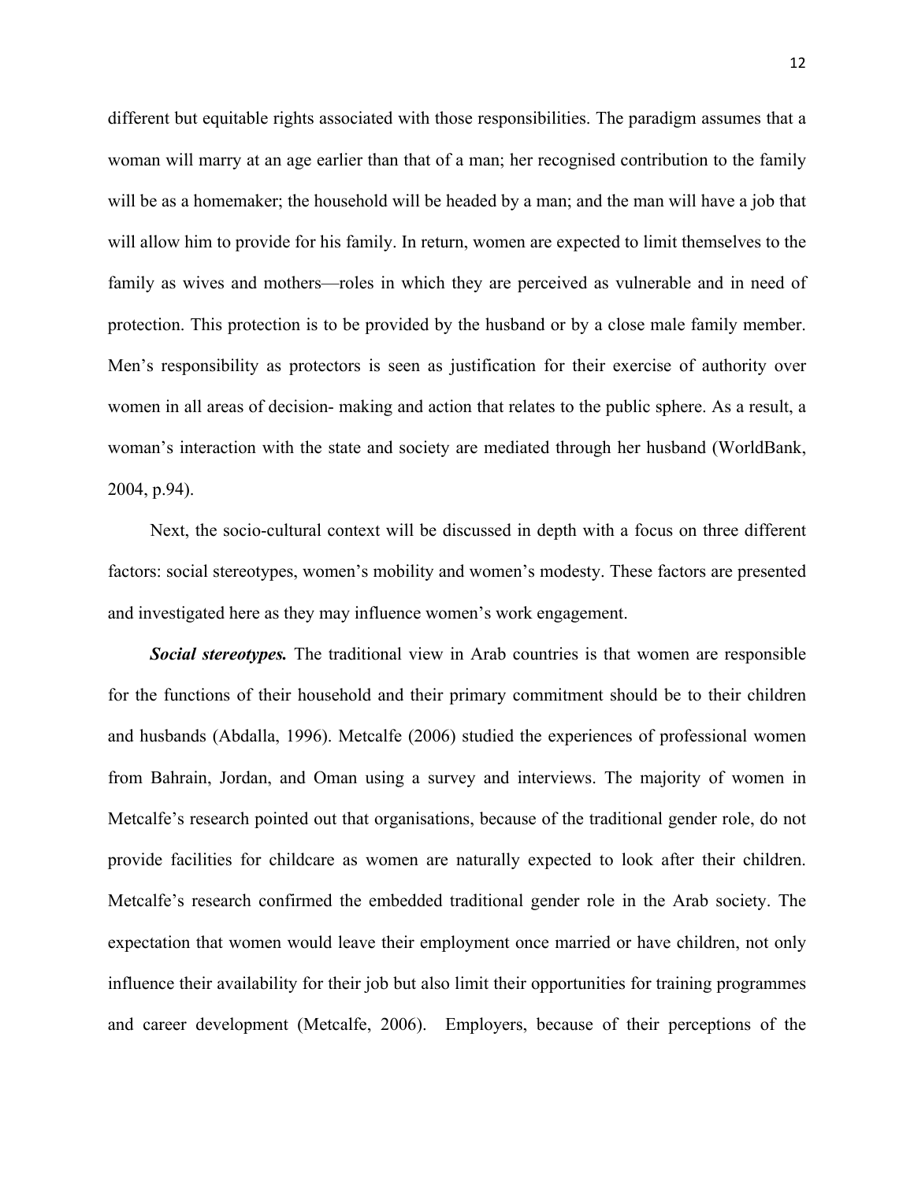different but equitable rights associated with those responsibilities. The paradigm assumes that a woman will marry at an age earlier than that of a man; her recognised contribution to the family will be as a homemaker; the household will be headed by a man; and the man will have a job that will allow him to provide for his family. In return, women are expected to limit themselves to the family as wives and mothers—roles in which they are perceived as vulnerable and in need of protection. This protection is to be provided by the husband or by a close male family member. Men's responsibility as protectors is seen as justification for their exercise of authority over women in all areas of decision- making and action that relates to the public sphere. As a result, a woman's interaction with the state and society are mediated through her husband (WorldBank, 2004, p.94).

Next, the socio-cultural context will be discussed in depth with a focus on three different factors: social stereotypes, women's mobility and women's modesty. These factors are presented and investigated here as they may influence women's work engagement.

***Social stereotypes.*** The traditional view in Arab countries is that women are responsible for the functions of their household and their primary commitment should be to their children and husbands (Abdalla, 1996). Metcalfe (2006) studied the experiences of professional women from Bahrain, Jordan, and Oman using a survey and interviews. The majority of women in Metcalfe's research pointed out that organisations, because of the traditional gender role, do not provide facilities for childcare as women are naturally expected to look after their children. Metcalfe's research confirmed the embedded traditional gender role in the Arab society. The expectation that women would leave their employment once married or have children, not only influence their availability for their job but also limit their opportunities for training programmes and career development (Metcalfe, 2006). Employers, because of their perceptions of the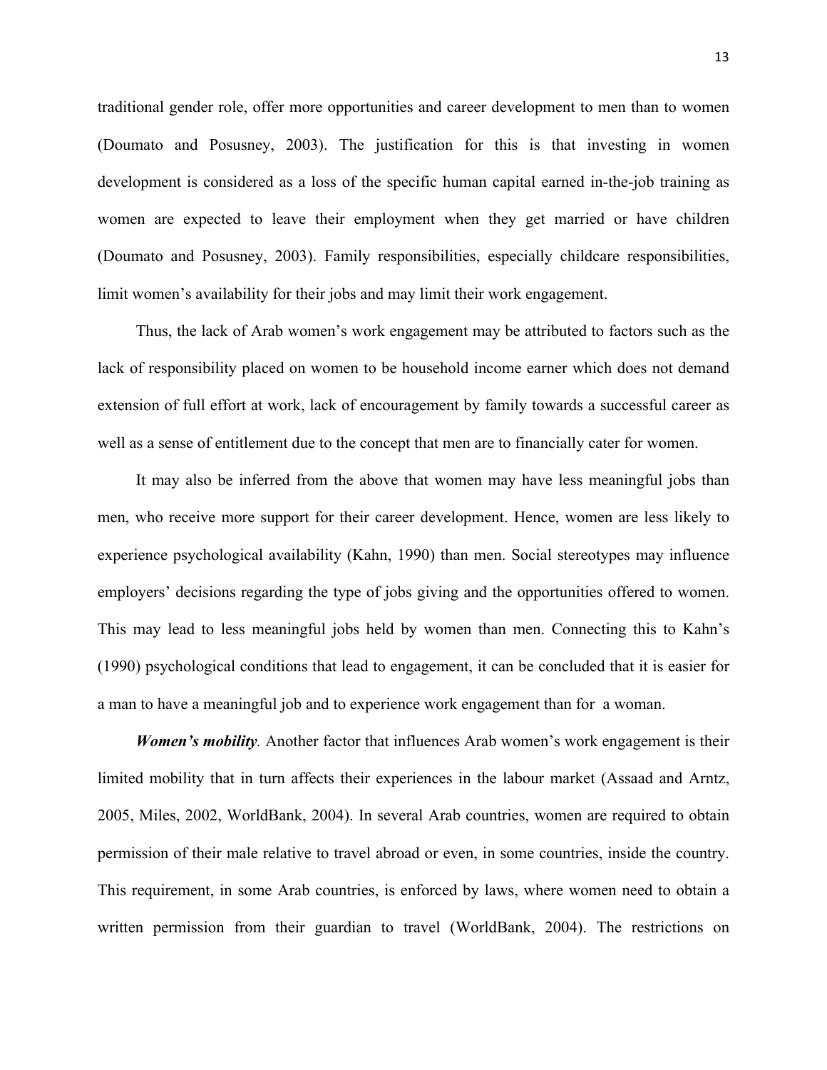traditional gender role, offer more opportunities and career development to men than to women (Doumato and Posusney, 2003). The justification for this is that investing in women development is considered as a loss of the specific human capital earned in-the-job training as women are expected to leave their employment when they get married or have children (Doumato and Posusney, 2003). Family responsibilities, especially childcare responsibilities, limit women's availability for their jobs and may limit their work engagement.

Thus, the lack of Arab women's work engagement may be attributed to factors such as the lack of responsibility placed on women to be household income earner which does not demand extension of full effort at work, lack of encouragement by family towards a successful career as well as a sense of entitlement due to the concept that men are to financially cater for women.

It may also be inferred from the above that women may have less meaningful jobs than men, who receive more support for their career development. Hence, women are less likely to experience psychological availability (Kahn, 1990) than men. Social stereotypes may influence employers' decisions regarding the type of jobs giving and the opportunities offered to women. This may lead to less meaningful jobs held by women than men. Connecting this to Kahn's (1990) psychological conditions that lead to engagement, it can be concluded that it is easier for a man to have a meaningful job and to experience work engagement than for a woman.

***Women's mobility.*** Another factor that influences Arab women's work engagement is their limited mobility that in turn affects their experiences in the labour market (Assaad and Arntz, 2005, Miles, 2002, WorldBank, 2004). In several Arab countries, women are required to obtain permission of their male relative to travel abroad or even, in some countries, inside the country. This requirement, in some Arab countries, is enforced by laws, where women need to obtain a written permission from their guardian to travel (WorldBank, 2004). The restrictions on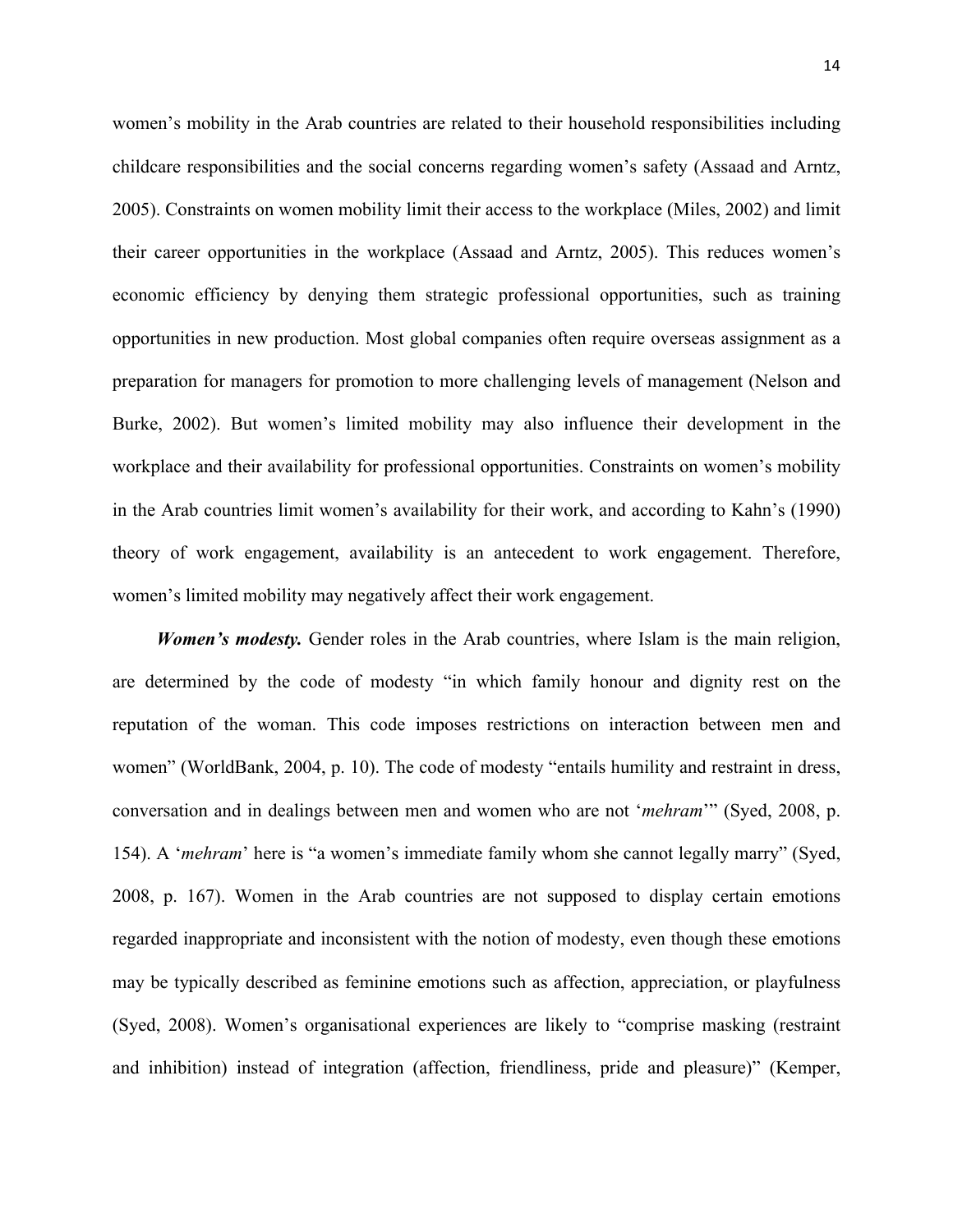women's mobility in the Arab countries are related to their household responsibilities including childcare responsibilities and the social concerns regarding women's safety (Assaad and Arntz, 2005). Constraints on women mobility limit their access to the workplace (Miles, 2002) and limit their career opportunities in the workplace (Assaad and Arntz, 2005). This reduces women's economic efficiency by denying them strategic professional opportunities, such as training opportunities in new production. Most global companies often require overseas assignment as a preparation for managers for promotion to more challenging levels of management (Nelson and Burke, 2002). But women's limited mobility may also influence their development in the workplace and their availability for professional opportunities. Constraints on women's mobility in the Arab countries limit women's availability for their work, and according to Kahn's (1990) theory of work engagement, availability is an antecedent to work engagement. Therefore, women's limited mobility may negatively affect their work engagement.

***Women's modesty.*** Gender roles in the Arab countries, where Islam is the main religion, are determined by the code of modesty "in which family honour and dignity rest on the reputation of the woman. This code imposes restrictions on interaction between men and women" (WorldBank, 2004, p. 10). The code of modesty "entails humility and restraint in dress, conversation and in dealings between men and women who are not '*mehram*'" (Syed, 2008, p. 154). A '*mehram*' here is "a women's immediate family whom she cannot legally marry" (Syed, 2008, p. 167). Women in the Arab countries are not supposed to display certain emotions regarded inappropriate and inconsistent with the notion of modesty, even though these emotions may be typically described as feminine emotions such as affection, appreciation, or playfulness (Syed, 2008). Women's organisational experiences are likely to "comprise masking (restraint and inhibition) instead of integration (affection, friendliness, pride and pleasure)" (Kemper,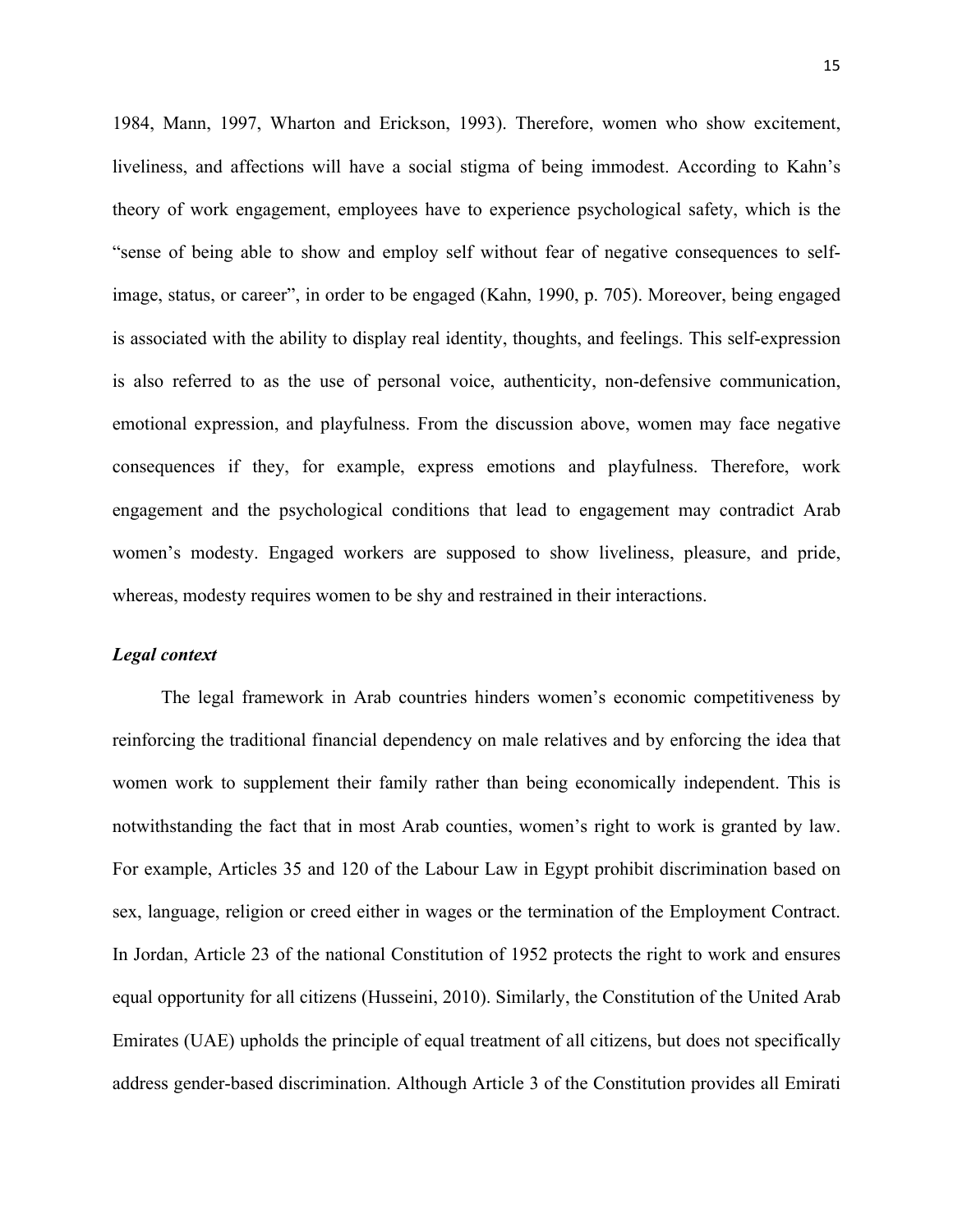1984, Mann, 1997, Wharton and Erickson, 1993). Therefore, women who show excitement, liveliness, and affections will have a social stigma of being immodest. According to Kahn's theory of work engagement, employees have to experience psychological safety, which is the "sense of being able to show and employ self without fear of negative consequences to self-image, status, or career", in order to be engaged (Kahn, 1990, p. 705). Moreover, being engaged is associated with the ability to display real identity, thoughts, and feelings. This self-expression is also referred to as the use of personal voice, authenticity, non-defensive communication, emotional expression, and playfulness. From the discussion above, women may face negative consequences if they, for example, express emotions and playfulness. Therefore, work engagement and the psychological conditions that lead to engagement may contradict Arab women's modesty. Engaged workers are supposed to show liveliness, pleasure, and pride, whereas, modesty requires women to be shy and restrained in their interactions.

***Legal context***

The legal framework in Arab countries hinders women's economic competitiveness by reinforcing the traditional financial dependency on male relatives and by enforcing the idea that women work to supplement their family rather than being economically independent. This is notwithstanding the fact that in most Arab counties, women's right to work is granted by law. For example, Articles 35 and 120 of the Labour Law in Egypt prohibit discrimination based on sex, language, religion or creed either in wages or the termination of the Employment Contract. In Jordan, Article 23 of the national Constitution of 1952 protects the right to work and ensures equal opportunity for all citizens (Husseini, 2010). Similarly, the Constitution of the United Arab Emirates (UAE) upholds the principle of equal treatment of all citizens, but does not specifically address gender-based discrimination. Although Article 3 of the Constitution provides all Emirati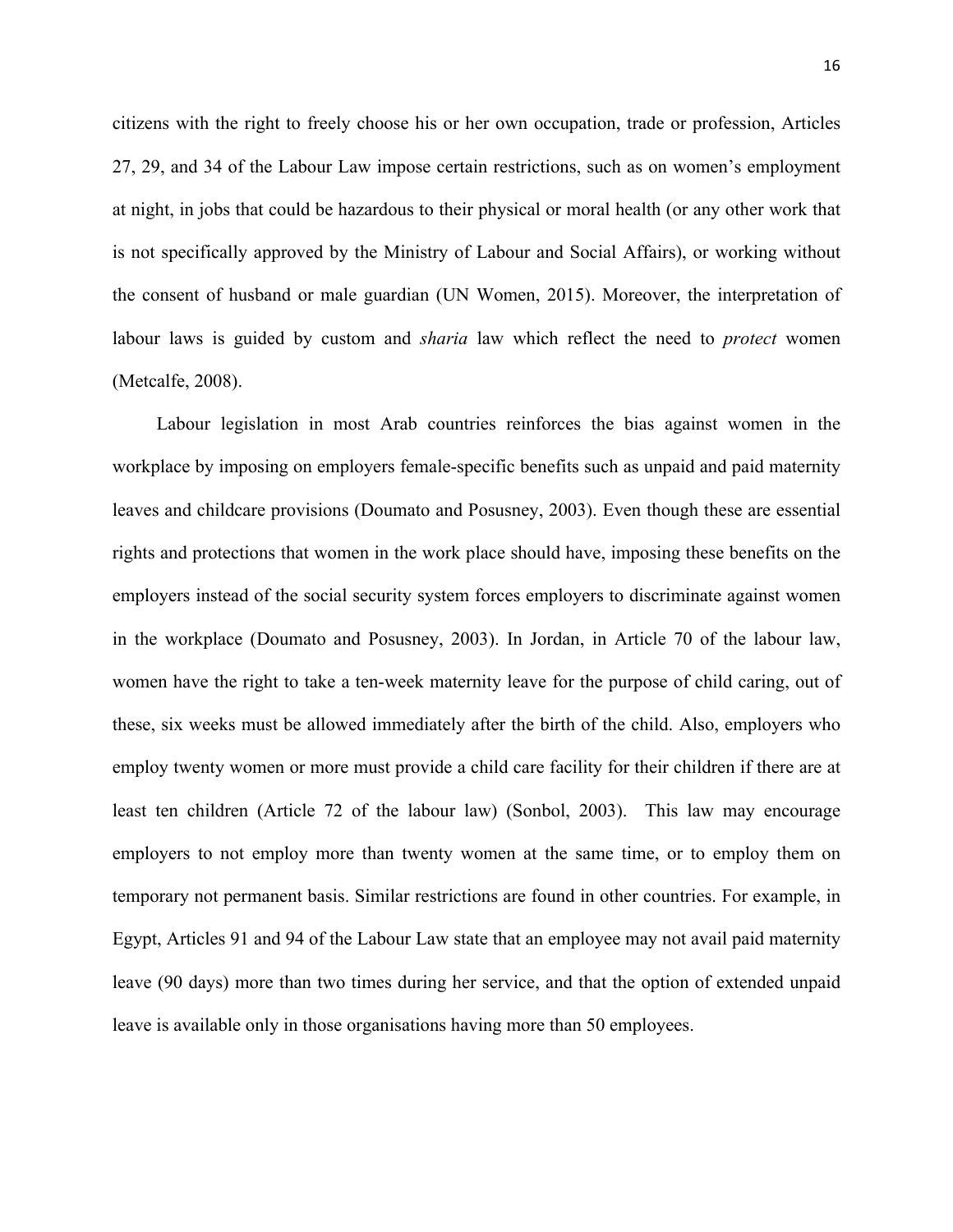citizens with the right to freely choose his or her own occupation, trade or profession, Articles 27, 29, and 34 of the Labour Law impose certain restrictions, such as on women's employment at night, in jobs that could be hazardous to their physical or moral health (or any other work that is not specifically approved by the Ministry of Labour and Social Affairs), or working without the consent of husband or male guardian (UN Women, 2015). Moreover, the interpretation of labour laws is guided by custom and *sharia* law which reflect the need to *protect* women (Metcalfe, 2008).

Labour legislation in most Arab countries reinforces the bias against women in the workplace by imposing on employers female-specific benefits such as unpaid and paid maternity leaves and childcare provisions (Doumato and Posusney, 2003). Even though these are essential rights and protections that women in the work place should have, imposing these benefits on the employers instead of the social security system forces employers to discriminate against women in the workplace (Doumato and Posusney, 2003). In Jordan, in Article 70 of the labour law, women have the right to take a ten-week maternity leave for the purpose of child caring, out of these, six weeks must be allowed immediately after the birth of the child. Also, employers who employ twenty women or more must provide a child care facility for their children if there are at least ten children (Article 72 of the labour law) (Sonbol, 2003). This law may encourage employers to not employ more than twenty women at the same time, or to employ them on temporary not permanent basis. Similar restrictions are found in other countries. For example, in Egypt, Articles 91 and 94 of the Labour Law state that an employee may not avail paid maternity leave (90 days) more than two times during her service, and that the option of extended unpaid leave is available only in those organisations having more than 50 employees.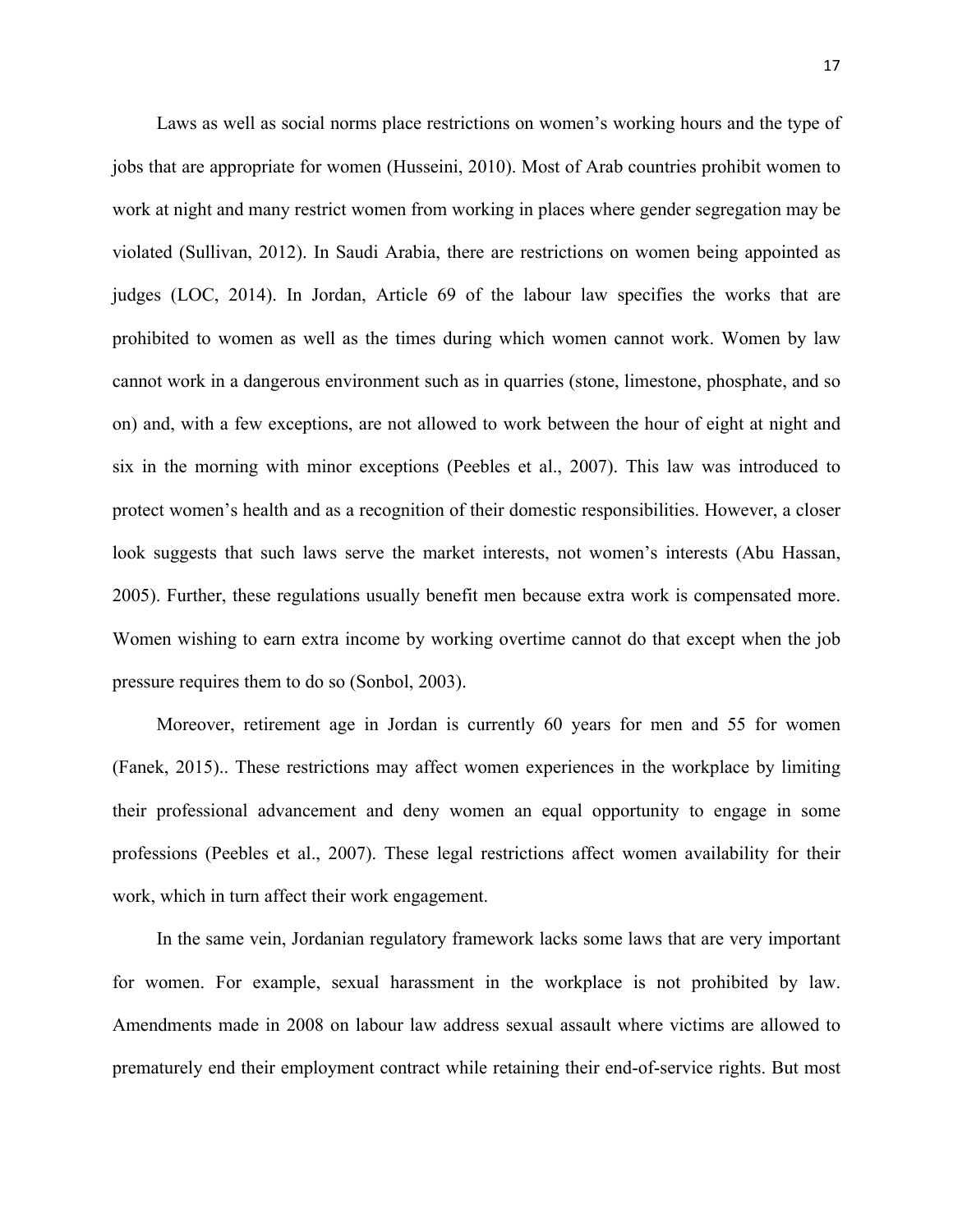Laws as well as social norms place restrictions on women's working hours and the type of jobs that are appropriate for women (Husseini, 2010). Most of Arab countries prohibit women to work at night and many restrict women from working in places where gender segregation may be violated (Sullivan, 2012). In Saudi Arabia, there are restrictions on women being appointed as judges (LOC, 2014). In Jordan, Article 69 of the labour law specifies the works that are prohibited to women as well as the times during which women cannot work. Women by law cannot work in a dangerous environment such as in quarries (stone, limestone, phosphate, and so on) and, with a few exceptions, are not allowed to work between the hour of eight at night and six in the morning with minor exceptions (Peebles et al., 2007). This law was introduced to protect women's health and as a recognition of their domestic responsibilities. However, a closer look suggests that such laws serve the market interests, not women's interests (Abu Hassan, 2005). Further, these regulations usually benefit men because extra work is compensated more. Women wishing to earn extra income by working overtime cannot do that except when the job pressure requires them to do so (Sonbol, 2003).

Moreover, retirement age in Jordan is currently 60 years for men and 55 for women (Fanek, 2015).. These restrictions may affect women experiences in the workplace by limiting their professional advancement and deny women an equal opportunity to engage in some professions (Peebles et al., 2007). These legal restrictions affect women availability for their work, which in turn affect their work engagement.

In the same vein, Jordanian regulatory framework lacks some laws that are very important for women. For example, sexual harassment in the workplace is not prohibited by law. Amendments made in 2008 on labour law address sexual assault where victims are allowed to prematurely end their employment contract while retaining their end-of-service rights. But most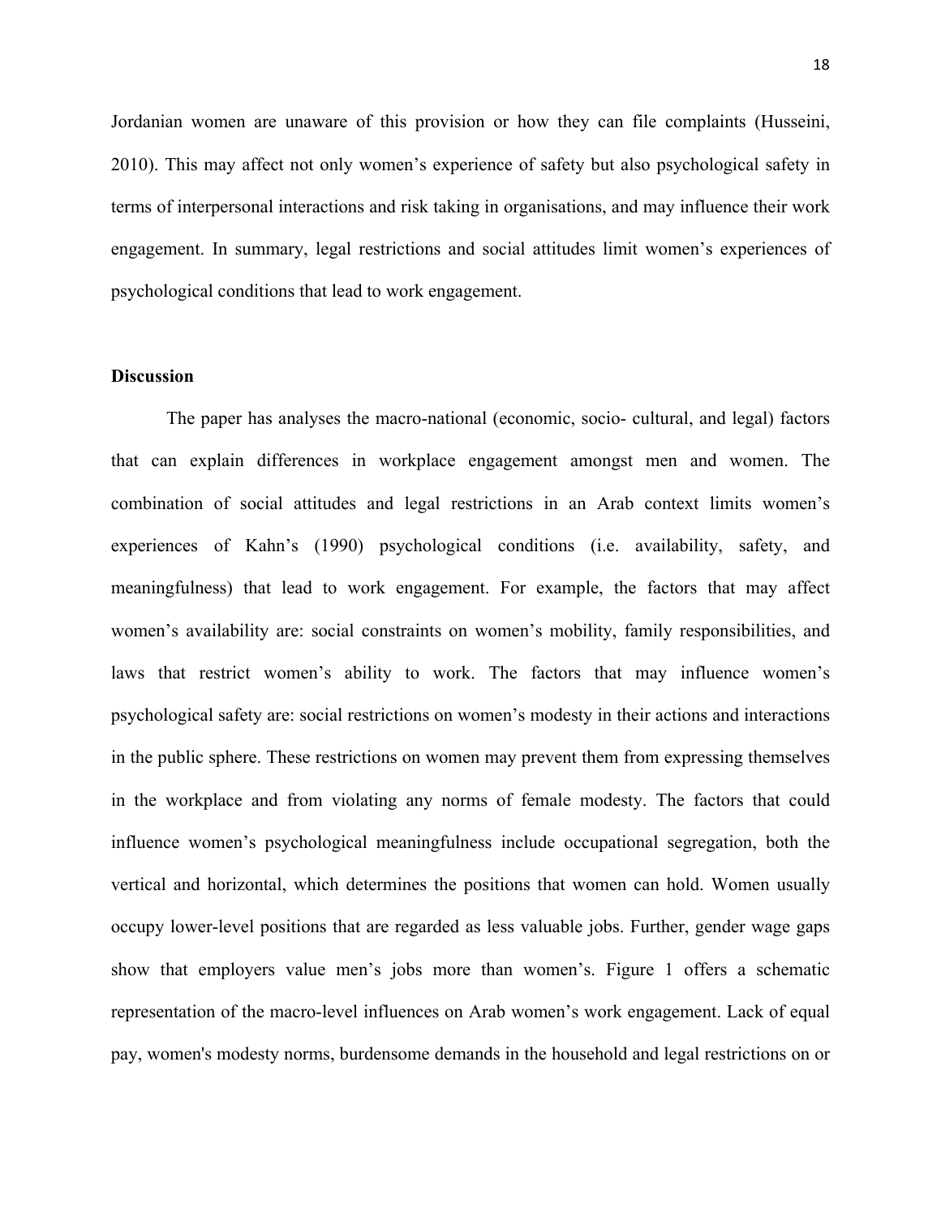Jordanian women are unaware of this provision or how they can file complaints (Husseini, 2010). This may affect not only women's experience of safety but also psychological safety in terms of interpersonal interactions and risk taking in organisations, and may influence their work engagement. In summary, legal restrictions and social attitudes limit women's experiences of psychological conditions that lead to work engagement.

**Discussion**

The paper has analyses the macro-national (economic, socio- cultural, and legal) factors that can explain differences in workplace engagement amongst men and women. The combination of social attitudes and legal restrictions in an Arab context limits women's experiences of Kahn's (1990) psychological conditions (i.e. availability, safety, and meaningfulness) that lead to work engagement. For example, the factors that may affect women's availability are: social constraints on women's mobility, family responsibilities, and laws that restrict women's ability to work. The factors that may influence women's psychological safety are: social restrictions on women's modesty in their actions and interactions in the public sphere. These restrictions on women may prevent them from expressing themselves in the workplace and from violating any norms of female modesty. The factors that could influence women's psychological meaningfulness include occupational segregation, both the vertical and horizontal, which determines the positions that women can hold. Women usually occupy lower-level positions that are regarded as less valuable jobs. Further, gender wage gaps show that employers value men's jobs more than women's. Figure 1 offers a schematic representation of the macro-level influences on Arab women's work engagement. Lack of equal pay, women's modesty norms, burdensome demands in the household and legal restrictions on or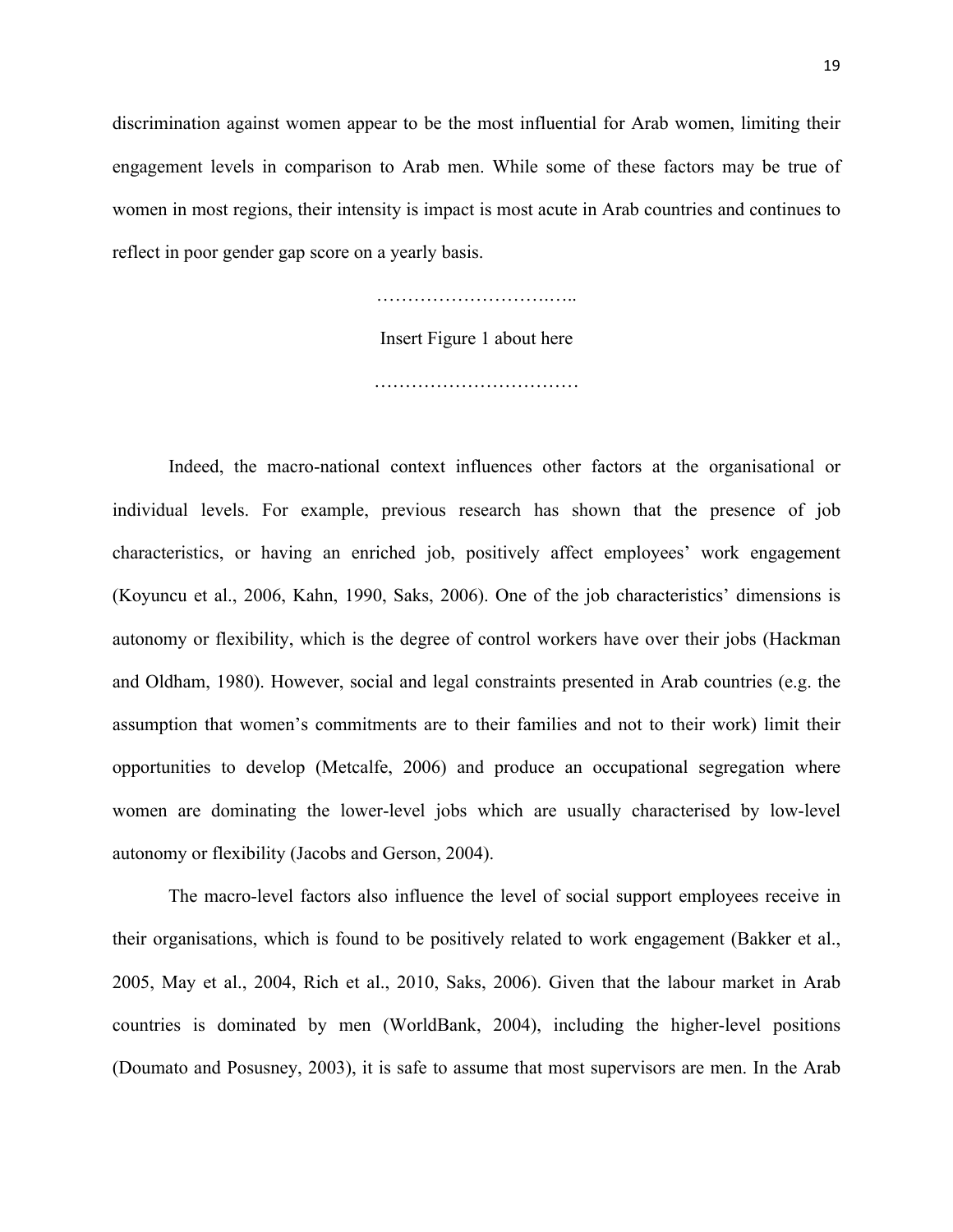discrimination against women appear to be the most influential for Arab women, limiting their engagement levels in comparison to Arab men. While some of these factors may be true of women in most regions, their intensity is impact is most acute in Arab countries and continues to reflect in poor gender gap score on a yearly basis.

…………………………..

Insert Figure 1 about here

……………………………

Indeed, the macro-national context influences other factors at the organisational or individual levels. For example, previous research has shown that the presence of job characteristics, or having an enriched job, positively affect employees' work engagement (Koyuncu et al., 2006, Kahn, 1990, Saks, 2006). One of the job characteristics' dimensions is autonomy or flexibility, which is the degree of control workers have over their jobs (Hackman and Oldham, 1980). However, social and legal constraints presented in Arab countries (e.g. the assumption that women's commitments are to their families and not to their work) limit their opportunities to develop (Metcalfe, 2006) and produce an occupational segregation where women are dominating the lower-level jobs which are usually characterised by low-level autonomy or flexibility (Jacobs and Gerson, 2004).

The macro-level factors also influence the level of social support employees receive in their organisations, which is found to be positively related to work engagement (Bakker et al., 2005, May et al., 2004, Rich et al., 2010, Saks, 2006). Given that the labour market in Arab countries is dominated by men (WorldBank, 2004), including the higher-level positions (Doumato and Posusney, 2003), it is safe to assume that most supervisors are men. In the Arab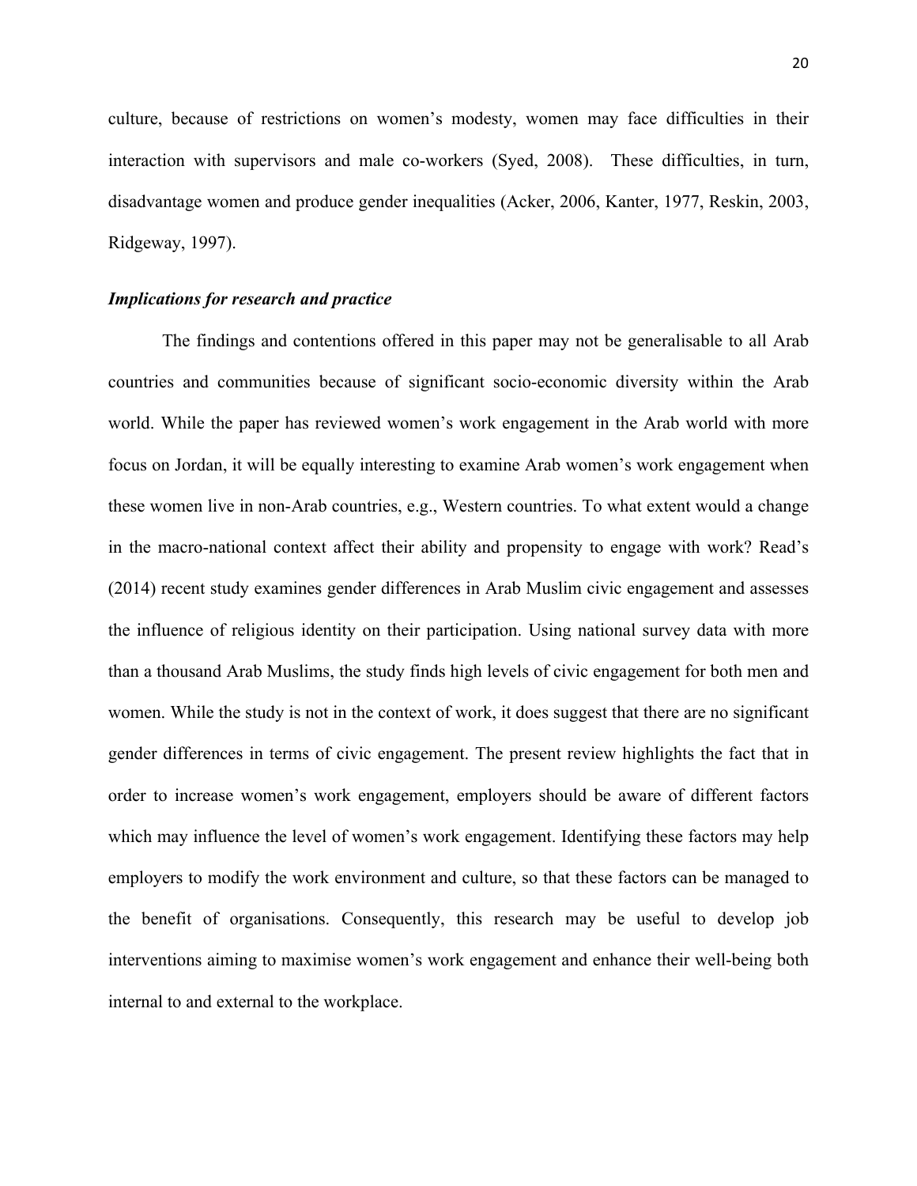culture, because of restrictions on women's modesty, women may face difficulties in their interaction with supervisors and male co-workers (Syed, 2008). These difficulties, in turn, disadvantage women and produce gender inequalities (Acker, 2006, Kanter, 1977, Reskin, 2003, Ridgeway, 1997).

***Implications for research and practice***

The findings and contentions offered in this paper may not be generalisable to all Arab countries and communities because of significant socio-economic diversity within the Arab world. While the paper has reviewed women's work engagement in the Arab world with more focus on Jordan, it will be equally interesting to examine Arab women's work engagement when these women live in non-Arab countries, e.g., Western countries. To what extent would a change in the macro-national context affect their ability and propensity to engage with work? Read's (2014) recent study examines gender differences in Arab Muslim civic engagement and assesses the influence of religious identity on their participation. Using national survey data with more than a thousand Arab Muslims, the study finds high levels of civic engagement for both men and women. While the study is not in the context of work, it does suggest that there are no significant gender differences in terms of civic engagement. The present review highlights the fact that in order to increase women's work engagement, employers should be aware of different factors which may influence the level of women's work engagement. Identifying these factors may help employers to modify the work environment and culture, so that these factors can be managed to the benefit of organisations. Consequently, this research may be useful to develop job interventions aiming to maximise women's work engagement and enhance their well-being both internal to and external to the workplace.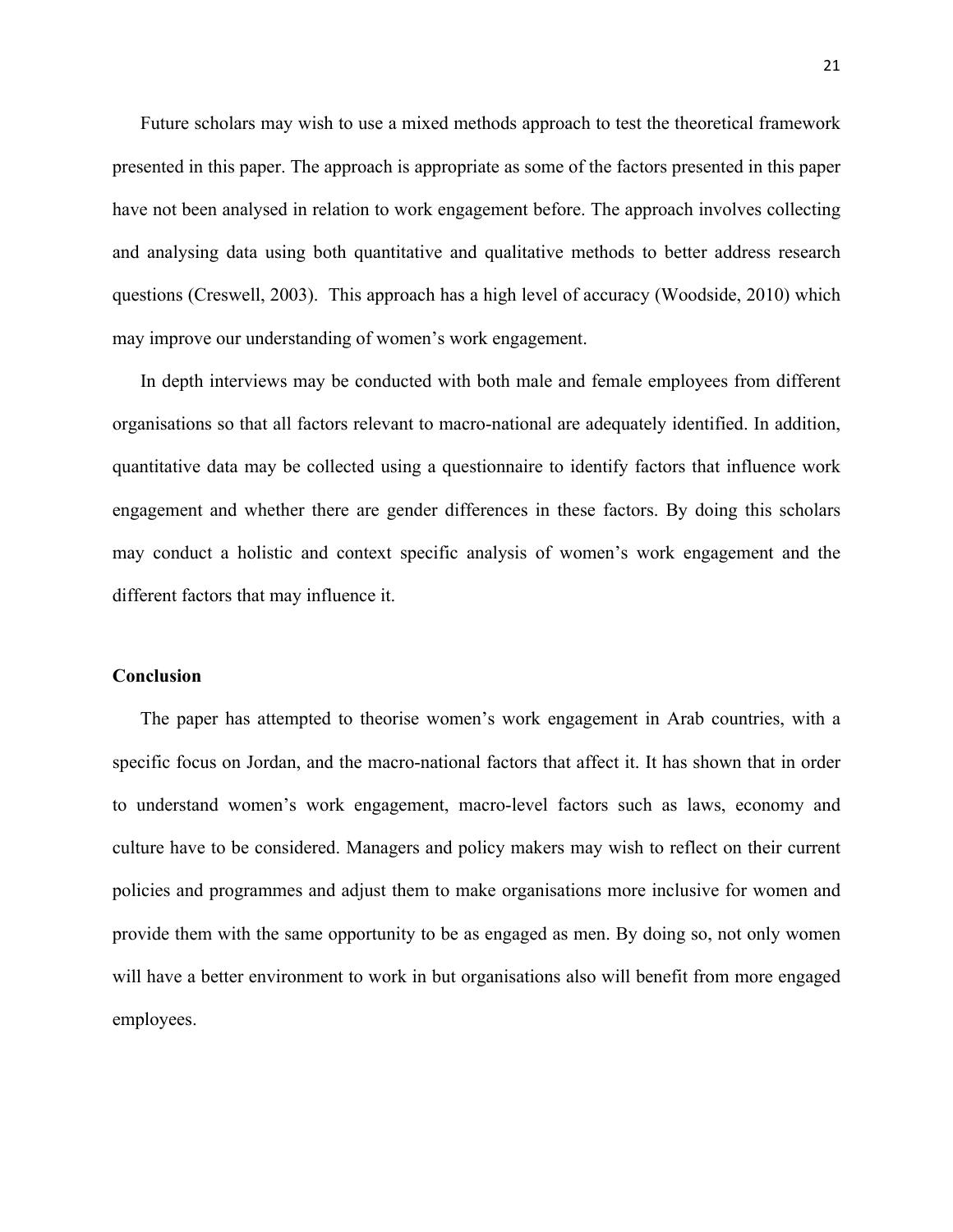Future scholars may wish to use a mixed methods approach to test the theoretical framework presented in this paper. The approach is appropriate as some of the factors presented in this paper have not been analysed in relation to work engagement before. The approach involves collecting and analysing data using both quantitative and qualitative methods to better address research questions (Creswell, 2003). This approach has a high level of accuracy (Woodside, 2010) which may improve our understanding of women's work engagement.

In depth interviews may be conducted with both male and female employees from different organisations so that all factors relevant to macro-national are adequately identified. In addition, quantitative data may be collected using a questionnaire to identify factors that influence work engagement and whether there are gender differences in these factors. By doing this scholars may conduct a holistic and context specific analysis of women's work engagement and the different factors that may influence it.

## Conclusion

The paper has attempted to theorise women's work engagement in Arab countries, with a specific focus on Jordan, and the macro-national factors that affect it. It has shown that in order to understand women's work engagement, macro-level factors such as laws, economy and culture have to be considered. Managers and policy makers may wish to reflect on their current policies and programmes and adjust them to make organisations more inclusive for women and provide them with the same opportunity to be as engaged as men. By doing so, not only women will have a better environment to work in but organisations also will benefit from more engaged employees.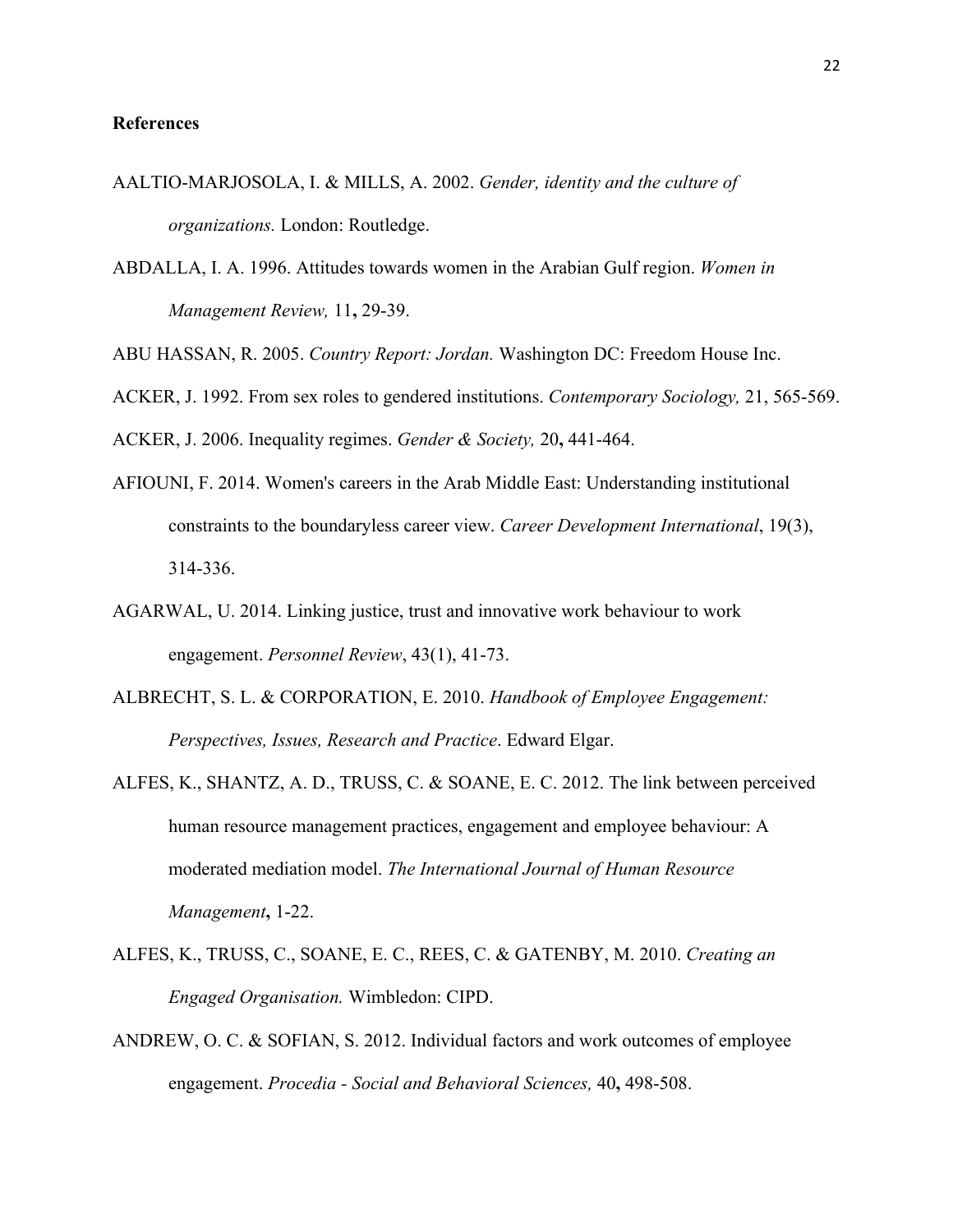**References**

AALTIO-MARJOSOLA, I. & MILLS, A. 2002. *Gender, identity and the culture of organizations.* London: Routledge.

ABDALLA, I. A. 1996. Attitudes towards women in the Arabian Gulf region. *Women in Management Review,* 11**,** 29-39.

ABU HASSAN, R. 2005. *Country Report: Jordan.* Washington DC: Freedom House Inc.

ACKER, J. 1992. From sex roles to gendered institutions. *Contemporary Sociology,* 21, 565-569.

ACKER, J. 2006. Inequality regimes. *Gender & Society,* 20**,** 441-464.

AFIOUNI, F. 2014. Women's careers in the Arab Middle East: Understanding institutional constraints to the boundaryless career view. *Career Development International*, 19(3), 314-336.

AGARWAL, U. 2014. Linking justice, trust and innovative work behaviour to work engagement. *Personnel Review*, 43(1), 41-73.

ALBRECHT, S. L. & CORPORATION, E. 2010. *Handbook of Employee Engagement: Perspectives, Issues, Research and Practice*. Edward Elgar.

ALFES, K., SHANTZ, A. D., TRUSS, C. & SOANE, E. C. 2012. The link between perceived human resource management practices, engagement and employee behaviour: A moderated mediation model. *The International Journal of Human Resource Management***,** 1-22.

ALFES, K., TRUSS, C., SOANE, E. C., REES, C. & GATENBY, M. 2010. *Creating an Engaged Organisation.* Wimbledon: CIPD.

ANDREW, O. C. & SOFIAN, S. 2012. Individual factors and work outcomes of employee engagement. *Procedia - Social and Behavioral Sciences,* 40**,** 498-508.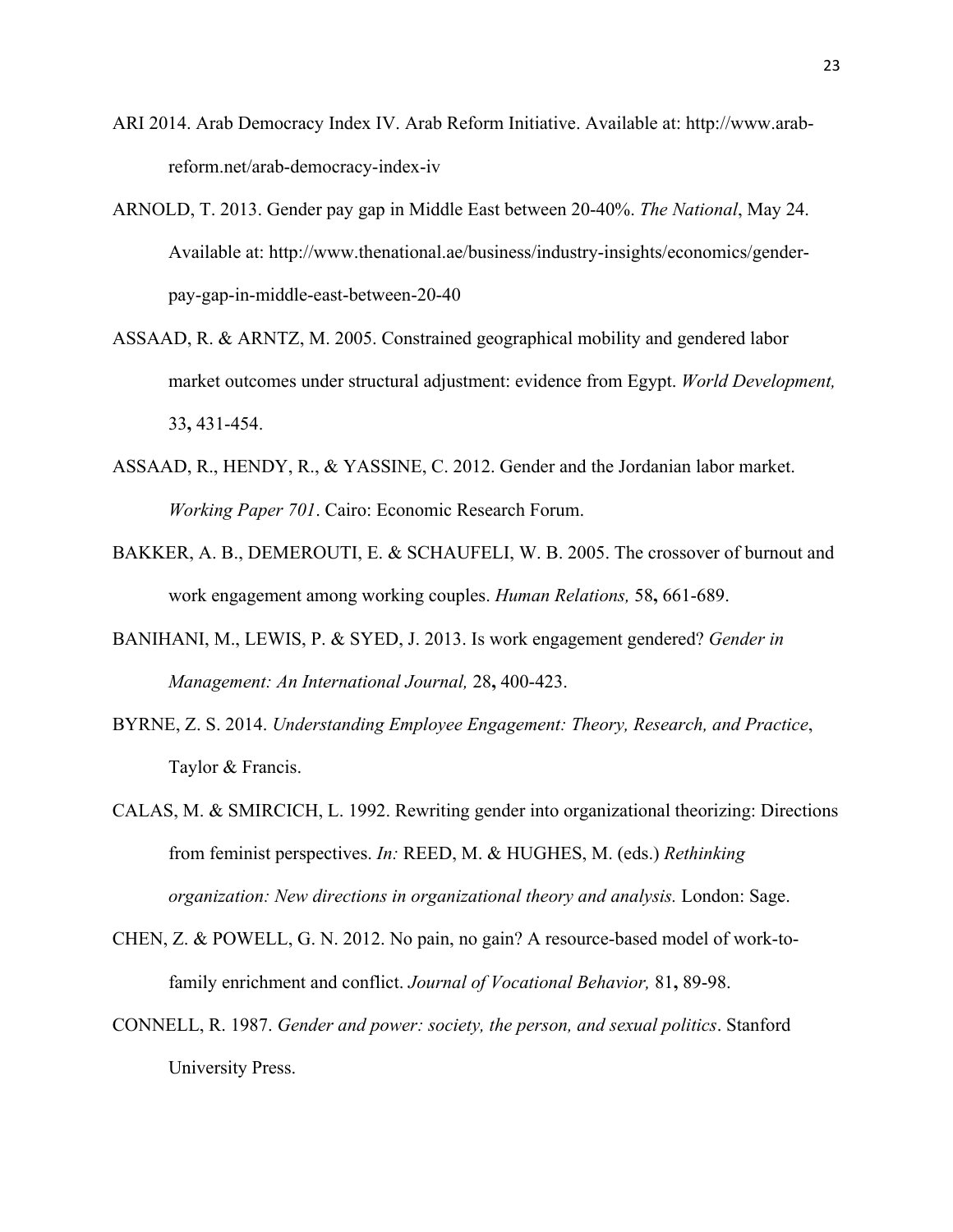ARI 2014. Arab Democracy Index IV. Arab Reform Initiative. Available at: http://www.arab-reform.net/arab-democracy-index-iv

ARNOLD, T. 2013. Gender pay gap in Middle East between 20-40%. *The National*, May 24. Available at: http://www.thenational.ae/business/industry-insights/economics/gender-pay-gap-in-middle-east-between-20-40

ASSAAD, R. & ARNTZ, M. 2005. Constrained geographical mobility and gendered labor market outcomes under structural adjustment: evidence from Egypt. *World Development,* 33**,** 431-454.

ASSAAD, R., HENDY, R., & YASSINE, C. 2012. Gender and the Jordanian labor market. *Working Paper 701*. Cairo: Economic Research Forum.

BAKKER, A. B., DEMEROUTI, E. & SCHAUFELI, W. B. 2005. The crossover of burnout and work engagement among working couples. *Human Relations,* 58**,** 661-689.

BANIHANI, M., LEWIS, P. & SYED, J. 2013. Is work engagement gendered? *Gender in Management: An International Journal,* 28**,** 400-423.

BYRNE, Z. S. 2014. *Understanding Employee Engagement: Theory, Research, and Practice*, Taylor & Francis.

CALAS, M. & SMIRCICH, L. 1992. Rewriting gender into organizational theorizing: Directions from feminist perspectives. *In:* REED, M. & HUGHES, M. (eds.) *Rethinking organization: New directions in organizational theory and analysis.* London: Sage.

CHEN, Z. & POWELL, G. N. 2012. No pain, no gain? A resource-based model of work-to-family enrichment and conflict. *Journal of Vocational Behavior,* 81**,** 89-98.

CONNELL, R. 1987. *Gender and power: society, the person, and sexual politics*. Stanford University Press.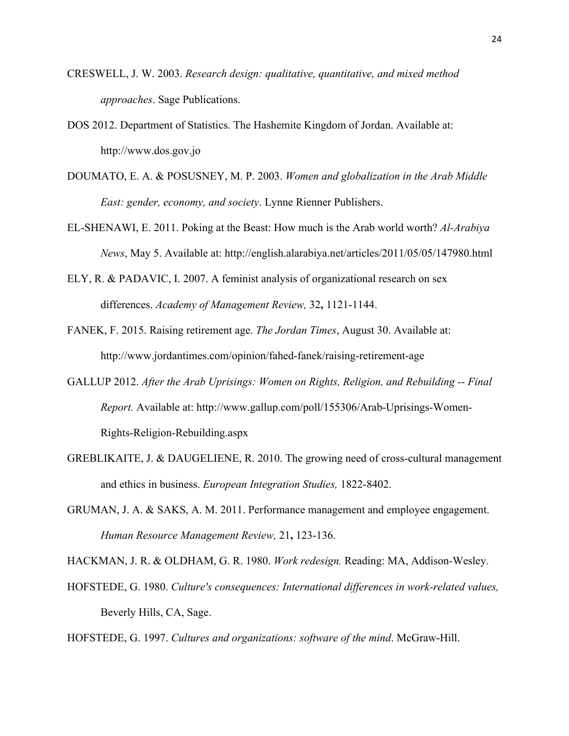CRESWELL, J. W. 2003. *Research design: qualitative, quantitative, and mixed method approaches*. Sage Publications.

DOS 2012. Department of Statistics. The Hashemite Kingdom of Jordan. Available at: http://www.dos.gov.jo

DOUMATO, E. A. & POSUSNEY, M. P. 2003. *Women and globalization in the Arab Middle East: gender, economy, and society*. Lynne Rienner Publishers.

EL-SHENAWI, E. 2011. Poking at the Beast: How much is the Arab world worth? *Al-Arabiya News*, May 5. Available at: http://english.alarabiya.net/articles/2011/05/05/147980.html

ELY, R. & PADAVIC, I. 2007. A feminist analysis of organizational research on sex differences. *Academy of Management Review,* 32**,** 1121-1144.

FANEK, F. 2015. Raising retirement age. *The Jordan Times*, August 30. Available at: http://www.jordantimes.com/opinion/fahed-fanek/raising-retirement-age

GALLUP 2012. *After the Arab Uprisings: Women on Rights, Religion, and Rebuilding -- Final Report.* Available at: http://www.gallup.com/poll/155306/Arab-Uprisings-Women-Rights-Religion-Rebuilding.aspx

GREBLIKAITE, J. & DAUGELIENE, R. 2010. The growing need of cross-cultural management and ethics in business. *European Integration Studies,* 1822-8402.

GRUMAN, J. A. & SAKS, A. M. 2011. Performance management and employee engagement. *Human Resource Management Review,* 21**,** 123-136.

HACKMAN, J. R. & OLDHAM, G. R. 1980. *Work redesign.* Reading: MA, Addison-Wesley.

HOFSTEDE, G. 1980. *Culture's consequences: International differences in work-related values,* Beverly Hills, CA, Sage.

HOFSTEDE, G. 1997. *Cultures and organizations: software of the mind*. McGraw-Hill.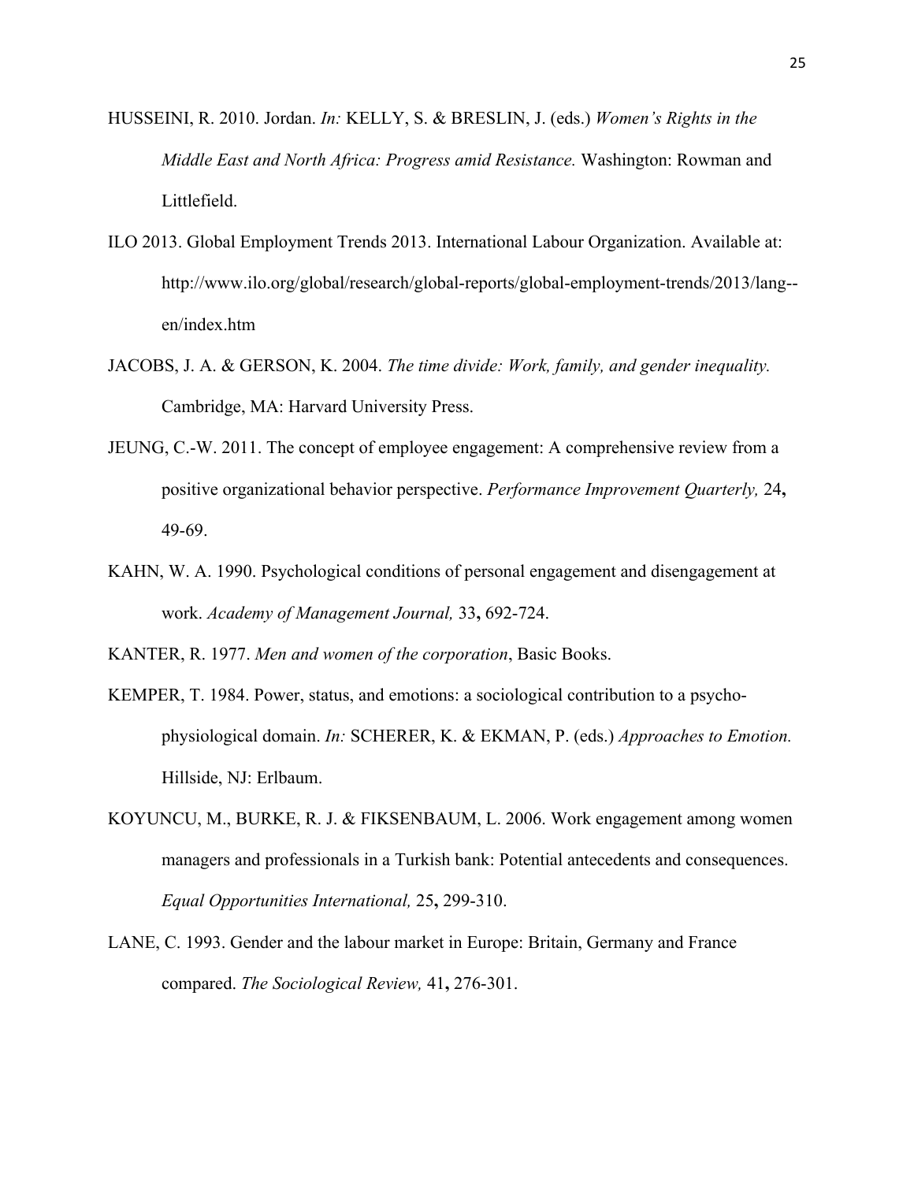HUSSEINI, R. 2010. Jordan. *In:* KELLY, S. & BRESLIN, J. (eds.) *Women's Rights in the Middle East and North Africa: Progress amid Resistance.* Washington: Rowman and Littlefield.

ILO 2013. Global Employment Trends 2013. International Labour Organization. Available at: http://www.ilo.org/global/research/global-reports/global-employment-trends/2013/lang--en/index.htm

JACOBS, J. A. & GERSON, K. 2004. *The time divide: Work, family, and gender inequality.* Cambridge, MA: Harvard University Press.

JEUNG, C.-W. 2011. The concept of employee engagement: A comprehensive review from a positive organizational behavior perspective. *Performance Improvement Quarterly,* 24**,** 49-69.

KAHN, W. A. 1990. Psychological conditions of personal engagement and disengagement at work. *Academy of Management Journal,* 33**,** 692-724.

KANTER, R. 1977. *Men and women of the corporation*, Basic Books.

KEMPER, T. 1984. Power, status, and emotions: a sociological contribution to a psycho-physiological domain. *In:* SCHERER, K. & EKMAN, P. (eds.) *Approaches to Emotion.* Hillside, NJ: Erlbaum.

KOYUNCU, M., BURKE, R. J. & FIKSENBAUM, L. 2006. Work engagement among women managers and professionals in a Turkish bank: Potential antecedents and consequences. *Equal Opportunities International,* 25**,** 299-310.

LANE, C. 1993. Gender and the labour market in Europe: Britain, Germany and France compared. *The Sociological Review,* 41**,** 276-301.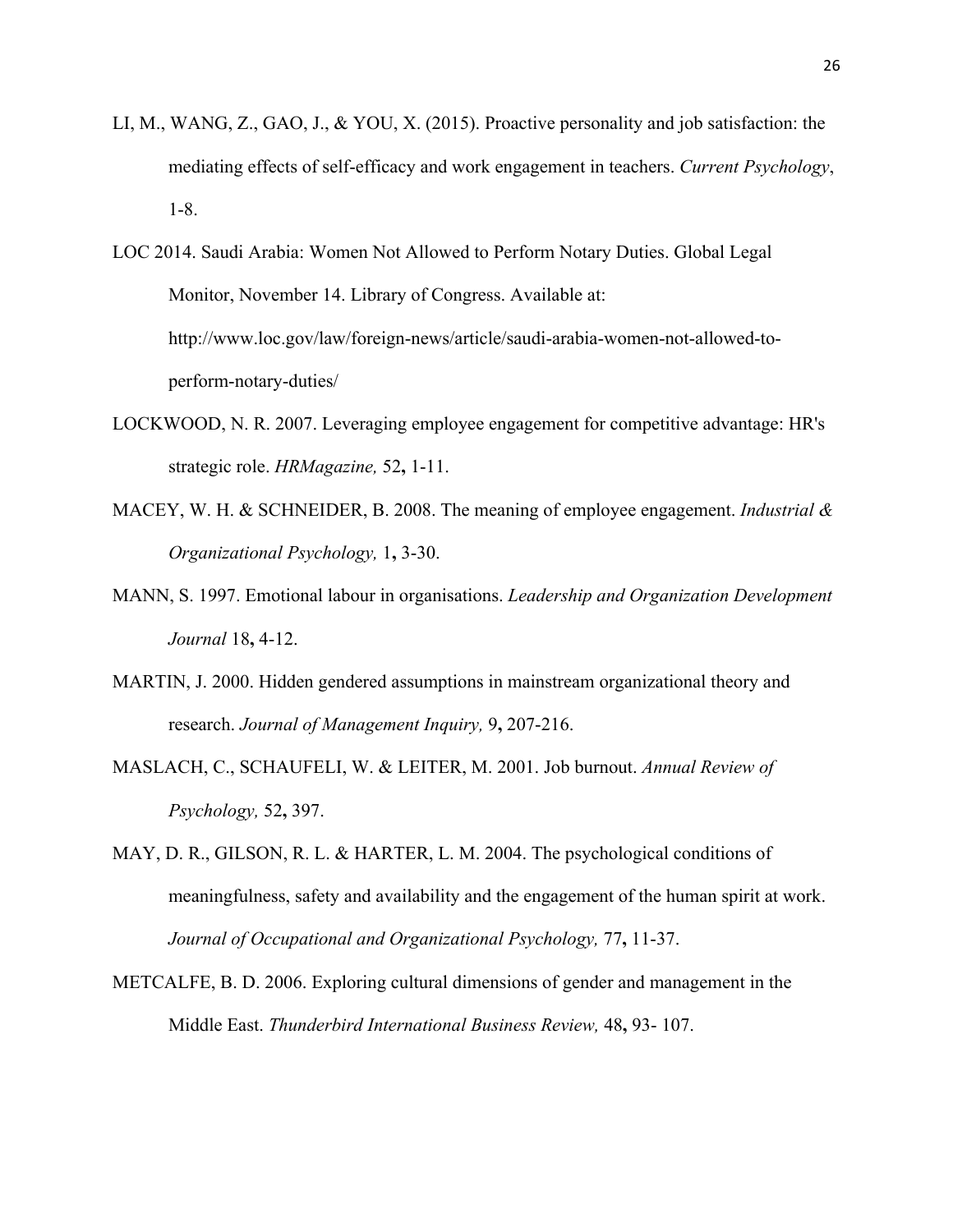LI, M., WANG, Z., GAO, J., & YOU, X. (2015). Proactive personality and job satisfaction: the mediating effects of self-efficacy and work engagement in teachers. *Current Psychology*, 1-8.

LOC 2014. Saudi Arabia: Women Not Allowed to Perform Notary Duties. Global Legal Monitor, November 14. Library of Congress. Available at: http://www.loc.gov/law/foreign-news/article/saudi-arabia-women-not-allowed-to-perform-notary-duties/

LOCKWOOD, N. R. 2007. Leveraging employee engagement for competitive advantage: HR's strategic role. *HRMagazine,* 52**,** 1-11.

MACEY, W. H. & SCHNEIDER, B. 2008. The meaning of employee engagement. *Industrial & Organizational Psychology,* 1**,** 3-30.

MANN, S. 1997. Emotional labour in organisations. *Leadership and Organization Development Journal* 18**,** 4-12.

MARTIN, J. 2000. Hidden gendered assumptions in mainstream organizational theory and research. *Journal of Management Inquiry,* 9**,** 207-216.

MASLACH, C., SCHAUFELI, W. & LEITER, M. 2001. Job burnout. *Annual Review of Psychology,* 52**,** 397.

MAY, D. R., GILSON, R. L. & HARTER, L. M. 2004. The psychological conditions of meaningfulness, safety and availability and the engagement of the human spirit at work. *Journal of Occupational and Organizational Psychology,* 77**,** 11-37.

METCALFE, B. D. 2006. Exploring cultural dimensions of gender and management in the Middle East. *Thunderbird International Business Review,* 48**,** 93- 107.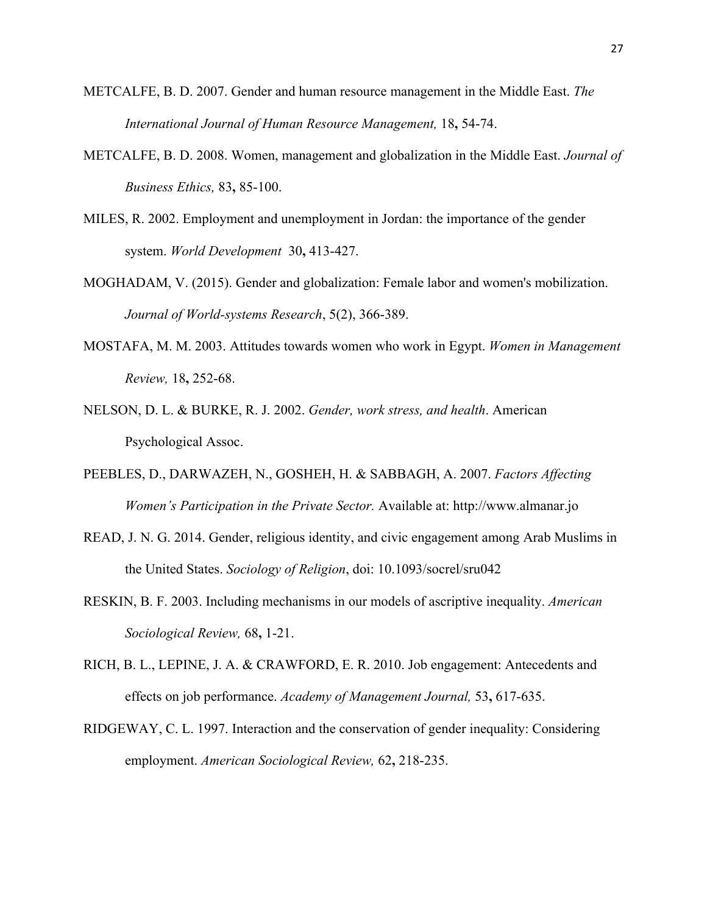METCALFE, B. D. 2007. Gender and human resource management in the Middle East. *The International Journal of Human Resource Management,* 18**,** 54-74.

METCALFE, B. D. 2008. Women, management and globalization in the Middle East. *Journal of Business Ethics,* 83**,** 85-100.

MILES, R. 2002. Employment and unemployment in Jordan: the importance of the gender system. *World Development* 30**,** 413-427.

MOGHADAM, V. (2015). Gender and globalization: Female labor and women's mobilization. *Journal of World-systems Research*, 5(2), 366-389.

MOSTAFA, M. M. 2003. Attitudes towards women who work in Egypt. *Women in Management Review,* 18**,** 252-68.

NELSON, D. L. & BURKE, R. J. 2002. *Gender, work stress, and health*. American Psychological Assoc.

PEEBLES, D., DARWAZEH, N., GOSHEH, H. & SABBAGH, A. 2007. *Factors Affecting Women's Participation in the Private Sector.* Available at: http://www.almanar.jo

READ, J. N. G. 2014. Gender, religious identity, and civic engagement among Arab Muslims in the United States. *Sociology of Religion*, doi: 10.1093/socrel/sru042

RESKIN, B. F. 2003. Including mechanisms in our models of ascriptive inequality. *American Sociological Review,* 68**,** 1-21.

RICH, B. L., LEPINE, J. A. & CRAWFORD, E. R. 2010. Job engagement: Antecedents and effects on job performance. *Academy of Management Journal,* 53**,** 617-635.

RIDGEWAY, C. L. 1997. Interaction and the conservation of gender inequality: Considering employment. *American Sociological Review,* 62**,** 218-235.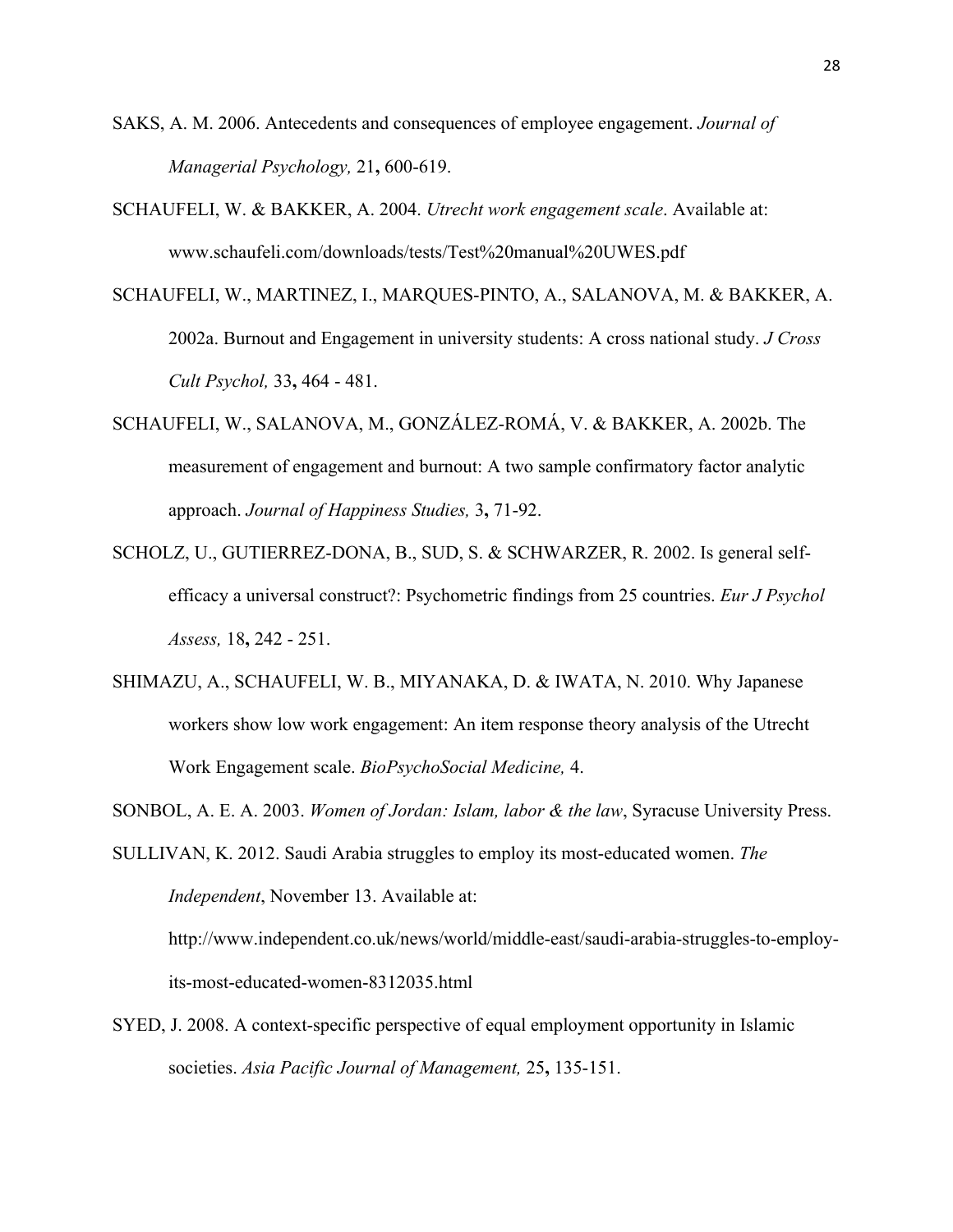SAKS, A. M. 2006. Antecedents and consequences of employee engagement. *Journal of Managerial Psychology,* 21**,** 600-619.

SCHAUFELI, W. & BAKKER, A. 2004. *Utrecht work engagement scale*. Available at: www.schaufeli.com/downloads/tests/Test%20manual%20UWES.pdf

SCHAUFELI, W., MARTINEZ, I., MARQUES-PINTO, A., SALANOVA, M. & BAKKER, A. 2002a. Burnout and Engagement in university students: A cross national study. *J Cross Cult Psychol,* 33**,** 464 - 481.

SCHAUFELI, W., SALANOVA, M., GONZÁLEZ-ROMÁ, V. & BAKKER, A. 2002b. The measurement of engagement and burnout: A two sample confirmatory factor analytic approach. *Journal of Happiness Studies,* 3**,** 71-92.

SCHOLZ, U., GUTIERREZ-DONA, B., SUD, S. & SCHWARZER, R. 2002. Is general self-efficacy a universal construct?: Psychometric findings from 25 countries. *Eur J Psychol Assess,* 18**,** 242 - 251.

SHIMAZU, A., SCHAUFELI, W. B., MIYANAKA, D. & IWATA, N. 2010. Why Japanese workers show low work engagement: An item response theory analysis of the Utrecht Work Engagement scale. *BioPsychoSocial Medicine,* 4.

SONBOL, A. E. A. 2003. *Women of Jordan: Islam, labor & the law*, Syracuse University Press.

SULLIVAN, K. 2012. Saudi Arabia struggles to employ its most-educated women. *The Independent*, November 13. Available at: http://www.independent.co.uk/news/world/middle-east/saudi-arabia-struggles-to-employ-its-most-educated-women-8312035.html

SYED, J. 2008. A context-specific perspective of equal employment opportunity in Islamic societies. *Asia Pacific Journal of Management,* 25**,** 135-151.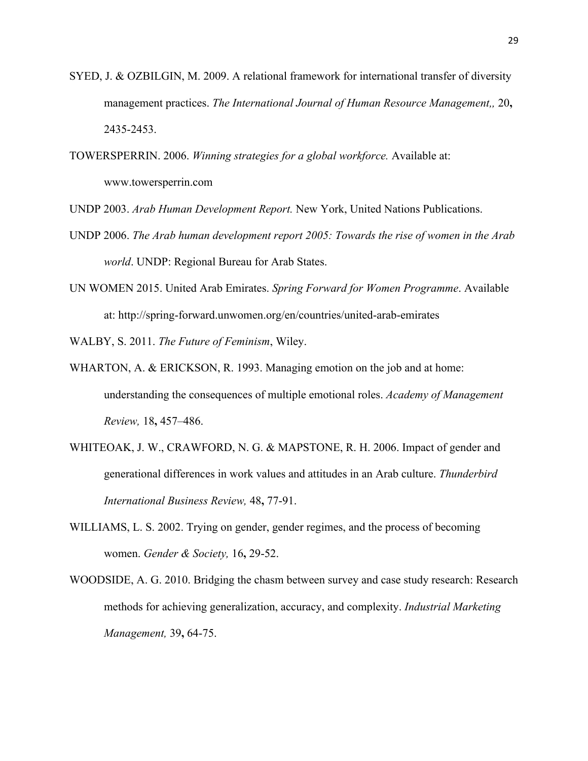SYED, J. & OZBILGIN, M. 2009. A relational framework for international transfer of diversity management practices. *The International Journal of Human Resource Management,,* 20**,** 2435-2453.

TOWERSPERRIN. 2006. *Winning strategies for a global workforce.* Available at: www.towersperrin.com

UNDP 2003. *Arab Human Development Report.* New York, United Nations Publications.

UNDP 2006. *The Arab human development report 2005: Towards the rise of women in the Arab world*. UNDP: Regional Bureau for Arab States.

UN WOMEN 2015. United Arab Emirates. *Spring Forward for Women Programme*. Available at: http://spring-forward.unwomen.org/en/countries/united-arab-emirates

WALBY, S. 2011. *The Future of Feminism*, Wiley.

WHARTON, A. & ERICKSON, R. 1993. Managing emotion on the job and at home: understanding the consequences of multiple emotional roles. *Academy of Management Review,* 18**,** 457–486.

WHITEOAK, J. W., CRAWFORD, N. G. & MAPSTONE, R. H. 2006. Impact of gender and generational differences in work values and attitudes in an Arab culture. *Thunderbird International Business Review,* 48**,** 77-91.

WILLIAMS, L. S. 2002. Trying on gender, gender regimes, and the process of becoming women. *Gender & Society,* 16**,** 29-52.

WOODSIDE, A. G. 2010. Bridging the chasm between survey and case study research: Research methods for achieving generalization, accuracy, and complexity. *Industrial Marketing Management,* 39**,** 64-75.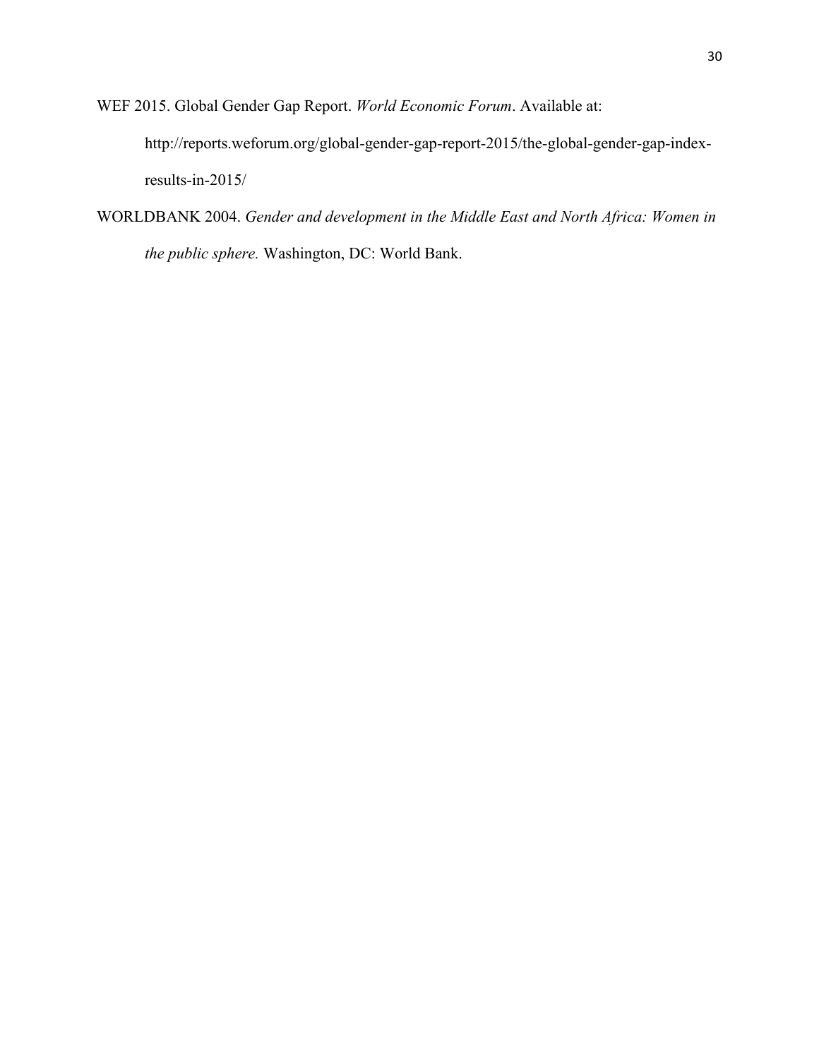WEF 2015. Global Gender Gap Report. *World Economic Forum*. Available at: http://reports.weforum.org/global-gender-gap-report-2015/the-global-gender-gap-index-results-in-2015/

WORLDBANK 2004. *Gender and development in the Middle East and North Africa: Women in the public sphere.* Washington, DC: World Bank.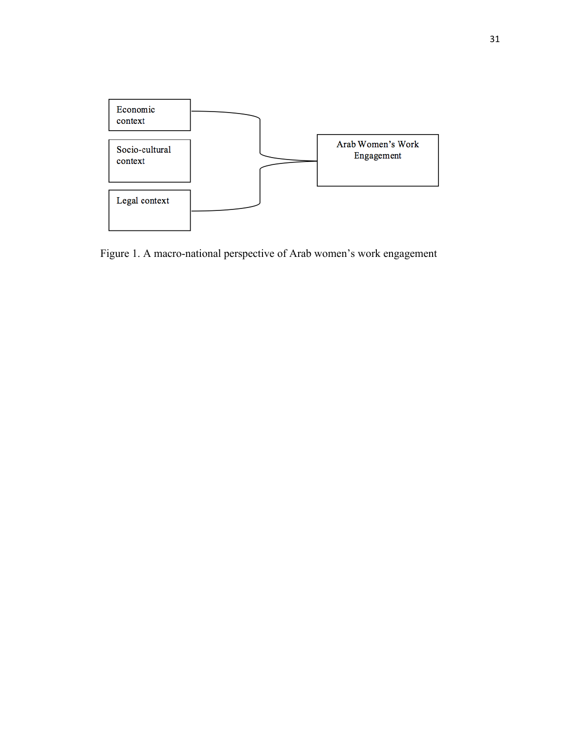Economic context

Socio-cultural context

Legal context

Arab Women's Work Engagement

Figure 1. A macro-national perspective of Arab women's work engagement